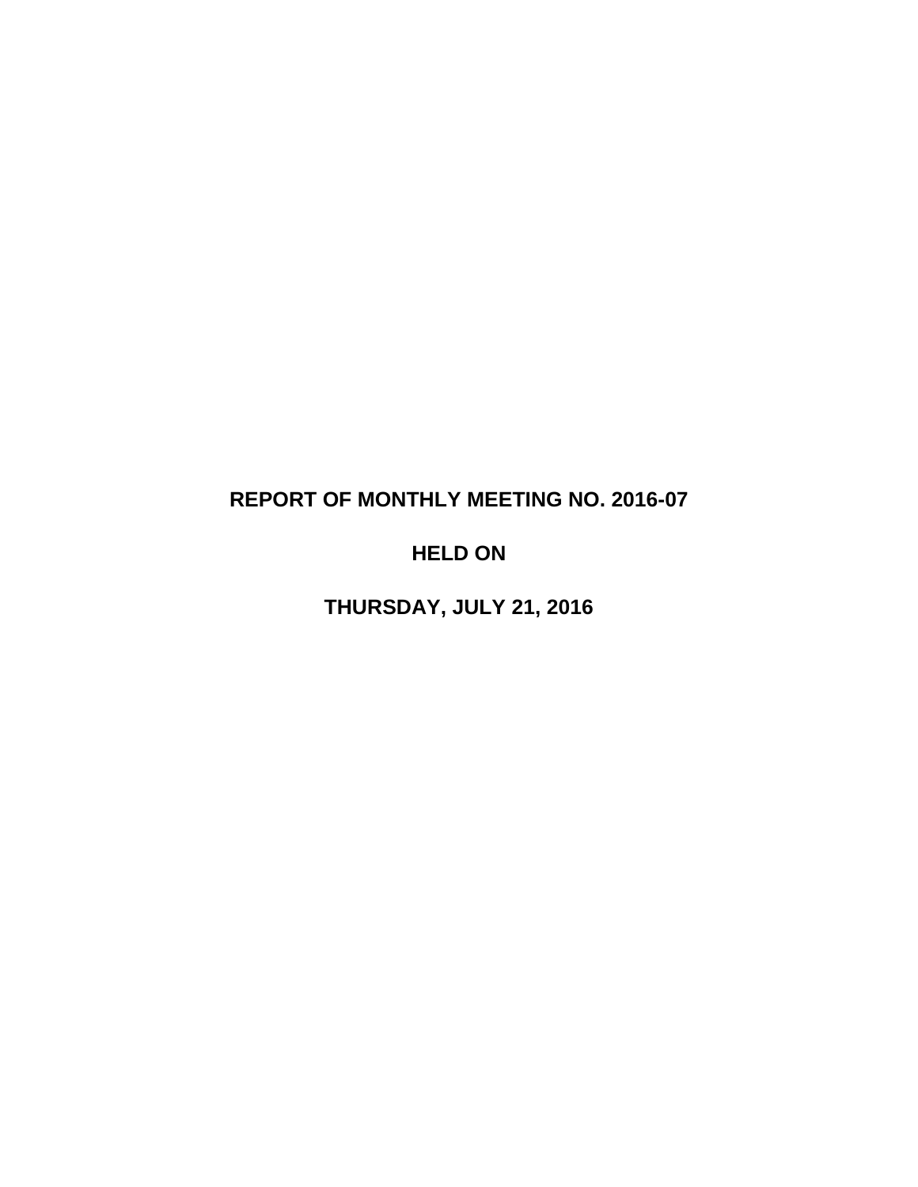# REPORT OF MONTHLY MEETING NO. 2016-07

# HELD ON

# THURSDAY, JULY 21, 2016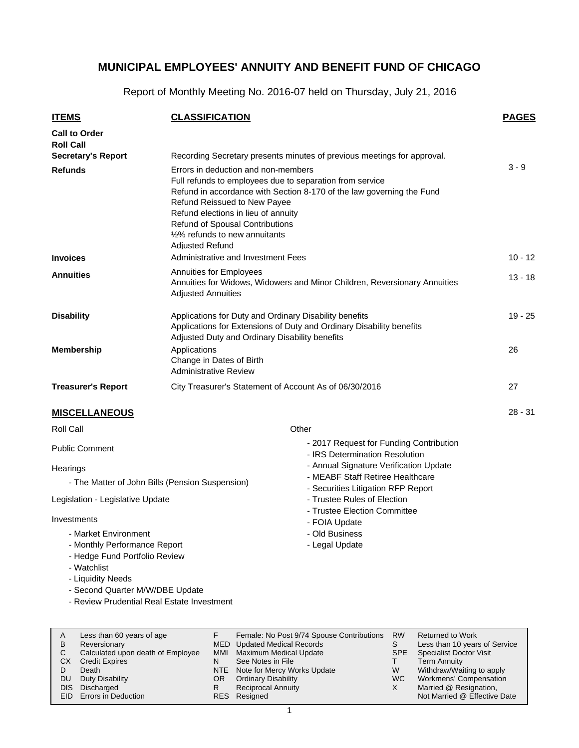# MUNICIPAL EMPLOYEES' ANNUITY AND BENEFIT FUND OF CHICAGO

Report of Monthly Meeting No. 2016-07 held on Thursday, July 21, 2016

| ITEMS | CLASSIFICATION | PAGES |
|---|---|---|
| **Call to Order** | | |
| **Roll Call** | | |
| **Secretary's Report** | Recording Secretary presents minutes of previous meetings for approval. | |
| **Refunds** | Errors in deduction and non-members<br>Full refunds to employees due to separation from service<br>Refund in accordance with Section 8-170 of the law governing the Fund<br>Refund Reissued to New Payee<br>Refund elections in lieu of annuity<br>Refund of Spousal Contributions<br>½% refunds to new annuitants<br>Adjusted Refund | 3 - 9 |
| **Invoices** | Administrative and Investment Fees | 10 - 12 |
| **Annuities** | Annuities for Employees<br>Annuities for Widows, Widowers and Minor Children, Reversionary Annuities<br>Adjusted Annuities | 13 - 18 |
| **Disability** | Applications for Duty and Ordinary Disability benefits<br>Applications for Extensions of Duty and Ordinary Disability benefits<br>Adjusted Duty and Ordinary Disability benefits | 19 - 25 |
| **Membership** | Applications<br>Change in Dates of Birth<br>Administrative Review | 26 |
| **Treasurer's Report** | City Treasurer's Statement of Account As of 06/30/2016 | 27 |

## MISCELLANEOUS — 28 - 31

Roll Call

Public Comment

Hearings

- The Matter of John Bills (Pension Suspension)

Legislation - Legislative Update

Investments

- Market Environment
- Monthly Performance Report
- Hedge Fund Portfolio Review
- Watchlist
- Liquidity Needs
- Second Quarter M/W/DBE Update
- Review Prudential Real Estate Investment

Other

- 2017 Request for Funding Contribution
- IRS Determination Resolution
- Annual Signature Verification Update
- MEABF Staff Retiree Healthcare
- Securities Litigation RFP Report
- Trustee Rules of Election
- Trustee Election Committee
- FOIA Update
- Old Business
- Legal Update

| | | | | | |
|---|---|---|---|---|---|
| A | Less than 60 years of age | F | Female: No Post 9/74 Spouse Contributions | RW | Returned to Work |
| B | Reversionary | MED | Updated Medical Records | S | Less than 10 years of Service |
| C | Calculated upon death of Employee | MMI | Maximum Medical Update | SPE | Specialist Doctor Visit |
| CX | Credit Expires | N | See Notes in File | T | Term Annuity |
| D | Death | NTE | Note for Mercy Works Update | W | Withdraw/Waiting to apply |
| DU | Duty Disability | OR | Ordinary Disability | WC | Workmens' Compensation |
| DIS | Discharged | R | Reciprocal Annuity | X | Married @ Resignation, Not Married @ Effective Date |
| EID | Errors in Deduction | RES | Resigned | | |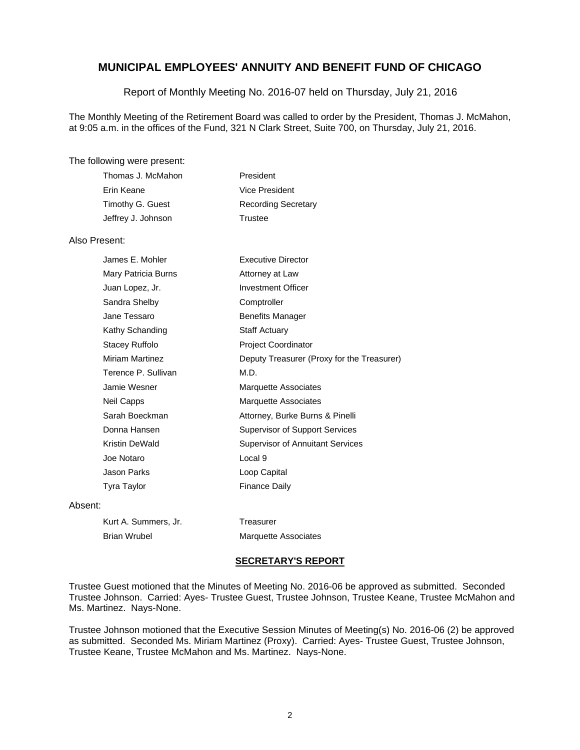## MUNICIPAL EMPLOYEES' ANNUITY AND BENEFIT FUND OF CHICAGO

Report of Monthly Meeting No. 2016-07 held on Thursday, July 21, 2016

The Monthly Meeting of the Retirement Board was called to order by the President, Thomas J. McMahon, at 9:05 a.m. in the offices of the Fund, 321 N Clark Street, Suite 700, on Thursday, July 21, 2016.

The following were present:

| | |
|---|---|
| Thomas J. McMahon | President |
| Erin Keane | Vice President |
| Timothy G. Guest | Recording Secretary |
| Jeffrey J. Johnson | Trustee |

Also Present:

| | |
|---|---|
| James E. Mohler | Executive Director |
| Mary Patricia Burns | Attorney at Law |
| Juan Lopez, Jr. | Investment Officer |
| Sandra Shelby | Comptroller |
| Jane Tessaro | Benefits Manager |
| Kathy Schanding | Staff Actuary |
| Stacey Ruffolo | Project Coordinator |
| Miriam Martinez | Deputy Treasurer (Proxy for the Treasurer) |
| Terence P. Sullivan | M.D. |
| Jamie Wesner | Marquette Associates |
| Neil Capps | Marquette Associates |
| Sarah Boeckman | Attorney, Burke Burns & Pinelli |
| Donna Hansen | Supervisor of Support Services |
| Kristin DeWald | Supervisor of Annuitant Services |
| Joe Notaro | Local 9 |
| Jason Parks | Loop Capital |
| Tyra Taylor | Finance Daily |

Absent:

| | |
|---|---|
| Kurt A. Summers, Jr. | Treasurer |
| Brian Wrubel | Marquette Associates |

### SECRETARY'S REPORT

Trustee Guest motioned that the Minutes of Meeting No. 2016-06 be approved as submitted. Seconded Trustee Johnson. Carried: Ayes- Trustee Guest, Trustee Johnson, Trustee Keane, Trustee McMahon and Ms. Martinez. Nays-None.

Trustee Johnson motioned that the Executive Session Minutes of Meeting(s) No. 2016-06 (2) be approved as submitted. Seconded Ms. Miriam Martinez (Proxy). Carried: Ayes- Trustee Guest, Trustee Johnson, Trustee Keane, Trustee McMahon and Ms. Martinez. Nays-None.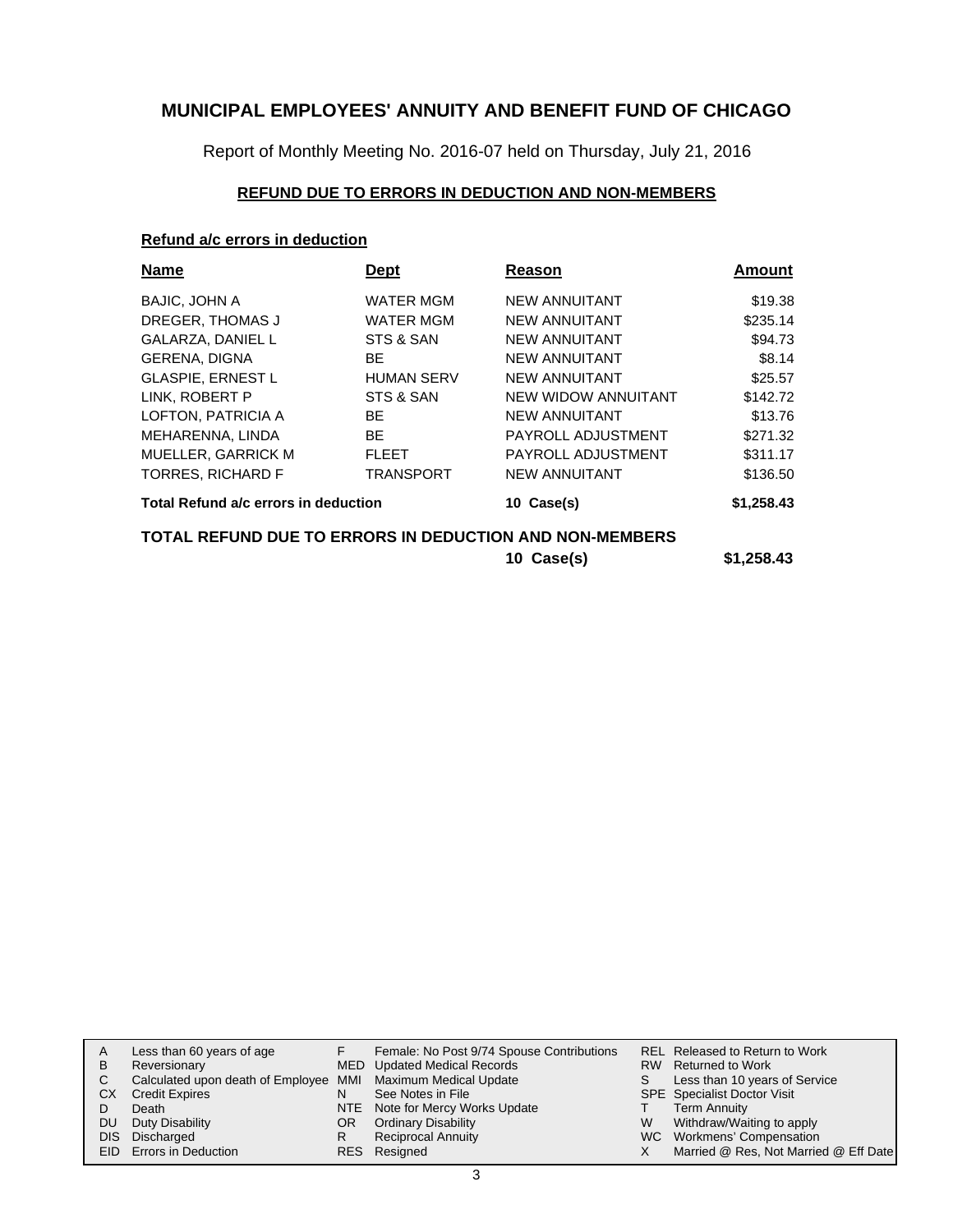# MUNICIPAL EMPLOYEES' ANNUITY AND BENEFIT FUND OF CHICAGO

Report of Monthly Meeting No. 2016-07 held on Thursday, July 21, 2016

## REFUND DUE TO ERRORS IN DEDUCTION AND NON-MEMBERS

### Refund a/c errors in deduction

| Name | Dept | Reason | Amount |
|---|---|---|---|
| BAJIC, JOHN A | WATER MGM | NEW ANNUITANT | $19.38 |
| DREGER, THOMAS J | WATER MGM | NEW ANNUITANT | $235.14 |
| GALARZA, DANIEL L | STS & SAN | NEW ANNUITANT | $94.73 |
| GERENA, DIGNA | BE | NEW ANNUITANT | $8.14 |
| GLASPIE, ERNEST L | HUMAN SERV | NEW ANNUITANT | $25.57 |
| LINK, ROBERT P | STS & SAN | NEW WIDOW ANNUITANT | $142.72 |
| LOFTON, PATRICIA A | BE | NEW ANNUITANT | $13.76 |
| MEHARENNA, LINDA | BE | PAYROLL ADJUSTMENT | $271.32 |
| MUELLER, GARRICK M | FLEET | PAYROLL ADJUSTMENT | $311.17 |
| TORRES, RICHARD F | TRANSPORT | NEW ANNUITANT | $136.50 |
| **Total Refund a/c errors in deduction** | | **10 Case(s)** | **$1,258.43** |

**TOTAL REFUND DUE TO ERRORS IN DEDUCTION AND NON-MEMBERS** — **10 Case(s)** — **$1,258.43**

| | | | | | |
|---|---|---|---|---|---|
| A | Less than 60 years of age | F | Female: No Post 9/74 Spouse Contributions | REL | Released to Return to Work |
| B | Reversionary | MED | Updated Medical Records | RW | Returned to Work |
| C | Calculated upon death of Employee | MMI | Maximum Medical Update | S | Less than 10 years of Service |
| CX | Credit Expires | N | See Notes in File | SPE | Specialist Doctor Visit |
| D | Death | NTE | Note for Mercy Works Update | T | Term Annuity |
| DU | Duty Disability | OR | Ordinary Disability | W | Withdraw/Waiting to apply |
| DIS | Discharged | R | Reciprocal Annuity | WC | Workmens' Compensation |
| EID | Errors in Deduction | RES | Resigned | X | Married @ Res, Not Married @ Eff Date |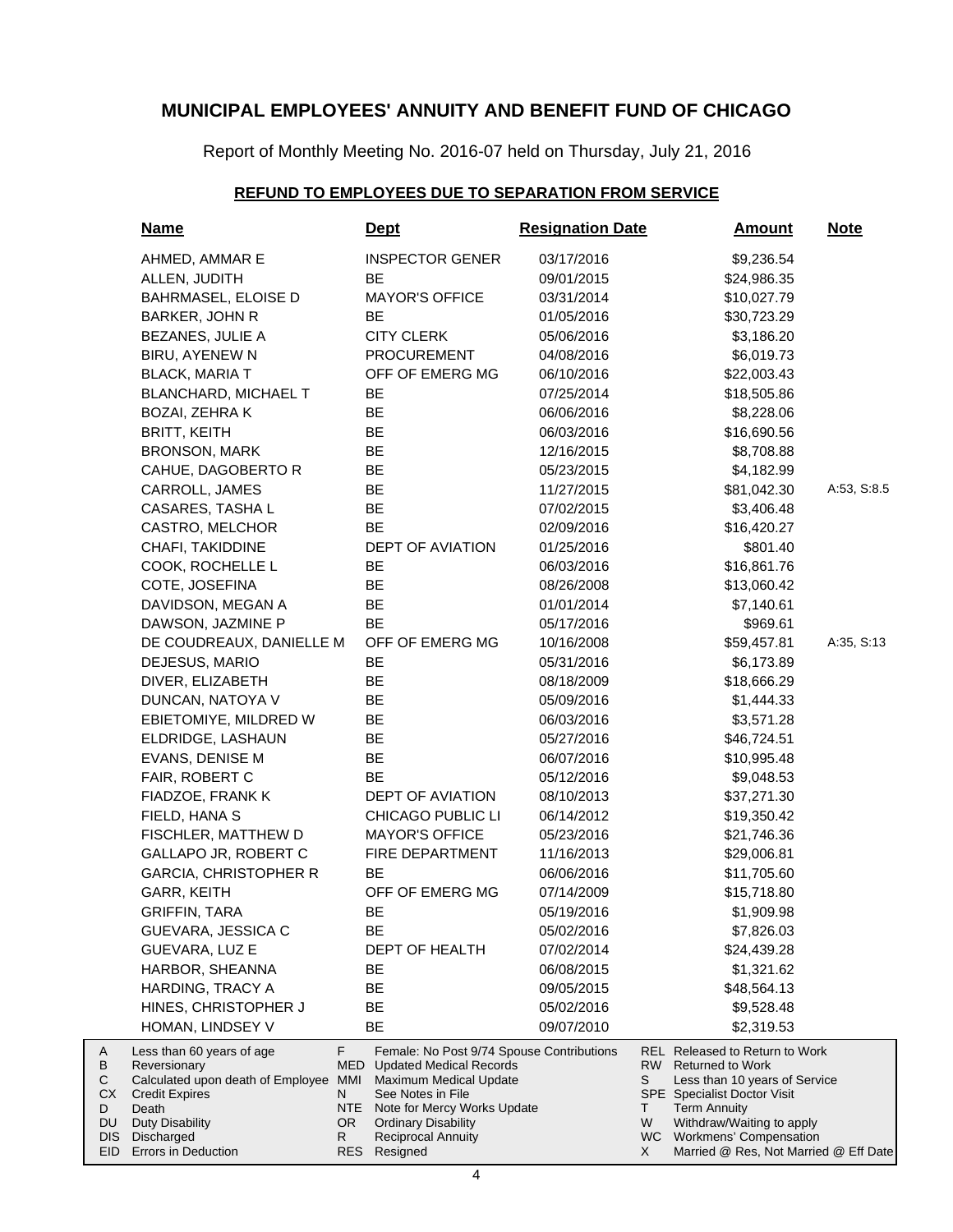# MUNICIPAL EMPLOYEES' ANNUITY AND BENEFIT FUND OF CHICAGO

Report of Monthly Meeting No. 2016-07 held on Thursday, July 21, 2016

## REFUND TO EMPLOYEES DUE TO SEPARATION FROM SERVICE

| Name | Dept | Resignation Date | Amount | Note |
|---|---|---|---|---|
| AHMED, AMMAR E | INSPECTOR GENER | 03/17/2016 | $9,236.54 | |
| ALLEN, JUDITH | BE | 09/01/2015 | $24,986.35 | |
| BAHRMASEL, ELOISE D | MAYOR'S OFFICE | 03/31/2014 | $10,027.79 | |
| BARKER, JOHN R | BE | 01/05/2016 | $30,723.29 | |
| BEZANES, JULIE A | CITY CLERK | 05/06/2016 | $3,186.20 | |
| BIRU, AYENEW N | PROCUREMENT | 04/08/2016 | $6,019.73 | |
| BLACK, MARIA T | OFF OF EMERG MG | 06/10/2016 | $22,003.43 | |
| BLANCHARD, MICHAEL T | BE | 07/25/2014 | $18,505.86 | |
| BOZAI, ZEHRA K | BE | 06/06/2016 | $8,228.06 | |
| BRITT, KEITH | BE | 06/03/2016 | $16,690.56 | |
| BRONSON, MARK | BE | 12/16/2015 | $8,708.88 | |
| CAHUE, DAGOBERTO R | BE | 05/23/2015 | $4,182.99 | |
| CARROLL, JAMES | BE | 11/27/2015 | $81,042.30 | A:53, S:8.5 |
| CASARES, TASHA L | BE | 07/02/2015 | $3,406.48 | |
| CASTRO, MELCHOR | BE | 02/09/2016 | $16,420.27 | |
| CHAFI, TAKIDDINE | DEPT OF AVIATION | 01/25/2016 | $801.40 | |
| COOK, ROCHELLE L | BE | 06/03/2016 | $16,861.76 | |
| COTE, JOSEFINA | BE | 08/26/2008 | $13,060.42 | |
| DAVIDSON, MEGAN A | BE | 01/01/2014 | $7,140.61 | |
| DAWSON, JAZMINE P | BE | 05/17/2016 | $969.61 | |
| DE COUDREAUX, DANIELLE M | OFF OF EMERG MG | 10/16/2008 | $59,457.81 | A:35, S:13 |
| DEJESUS, MARIO | BE | 05/31/2016 | $6,173.89 | |
| DIVER, ELIZABETH | BE | 08/18/2009 | $18,666.29 | |
| DUNCAN, NATOYA V | BE | 05/09/2016 | $1,444.33 | |
| EBIETOMIYE, MILDRED W | BE | 06/03/2016 | $3,571.28 | |
| ELDRIDGE, LASHAUN | BE | 05/27/2016 | $46,724.51 | |
| EVANS, DENISE M | BE | 06/07/2016 | $10,995.48 | |
| FAIR, ROBERT C | BE | 05/12/2016 | $9,048.53 | |
| FIADZOE, FRANK K | DEPT OF AVIATION | 08/10/2013 | $37,271.30 | |
| FIELD, HANA S | CHICAGO PUBLIC LI | 06/14/2012 | $19,350.42 | |
| FISCHLER, MATTHEW D | MAYOR'S OFFICE | 05/23/2016 | $21,746.36 | |
| GALLAPO JR, ROBERT C | FIRE DEPARTMENT | 11/16/2013 | $29,006.81 | |
| GARCIA, CHRISTOPHER R | BE | 06/06/2016 | $11,705.60 | |
| GARR, KEITH | OFF OF EMERG MG | 07/14/2009 | $15,718.80 | |
| GRIFFIN, TARA | BE | 05/19/2016 | $1,909.98 | |
| GUEVARA, JESSICA C | BE | 05/02/2016 | $7,826.03 | |
| GUEVARA, LUZ E | DEPT OF HEALTH | 07/02/2014 | $24,439.28 | |
| HARBOR, SHEANNA | BE | 06/08/2015 | $1,321.62 | |
| HARDING, TRACY A | BE | 09/05/2015 | $48,564.13 | |
| HINES, CHRISTOPHER J | BE | 05/02/2016 | $9,528.48 | |
| HOMAN, LINDSEY V | BE | 09/07/2010 | $2,319.53 | |

| Code | Description | Code | Description | Code | Description |
|---|---|---|---|---|---|
| A | Less than 60 years of age | F | Female: No Post 9/74 Spouse Contributions | REL | Released to Return to Work |
| B | Reversionary | MED | Updated Medical Records | RW | Returned to Work |
| C | Calculated upon death of Employee | MMI | Maximum Medical Update | S | Less than 10 years of Service |
| CX | Credit Expires | N | See Notes in File | SPE | Specialist Doctor Visit |
| D | Death | NTE | Note for Mercy Works Update | T | Term Annuity |
| DU | Duty Disability | OR | Ordinary Disability | W | Withdraw/Waiting to apply |
| DIS | Discharged | R | Reciprocal Annuity | WC | Workmens' Compensation |
| EID | Errors in Deduction | RES | Resigned | X | Married @ Res, Not Married @ Eff Date |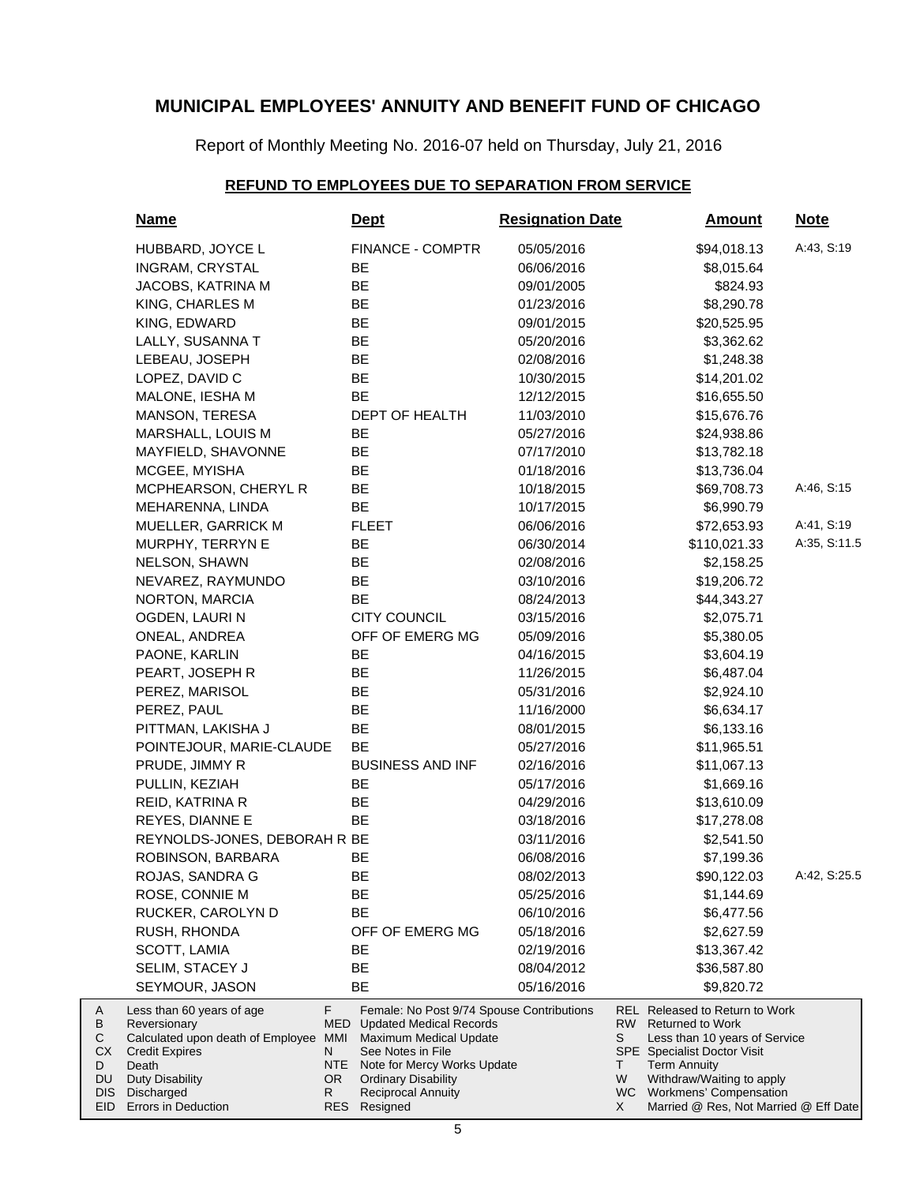# MUNICIPAL EMPLOYEES' ANNUITY AND BENEFIT FUND OF CHICAGO

Report of Monthly Meeting No. 2016-07 held on Thursday, July 21, 2016

## REFUND TO EMPLOYEES DUE TO SEPARATION FROM SERVICE

| Name | Dept | Resignation Date | Amount | Note |
|---|---|---|---|---|
| HUBBARD, JOYCE L | FINANCE - COMPTR | 05/05/2016 | $94,018.13 | A:43, S:19 |
| INGRAM, CRYSTAL | BE | 06/06/2016 | $8,015.64 | |
| JACOBS, KATRINA M | BE | 09/01/2005 | $824.93 | |
| KING, CHARLES M | BE | 01/23/2016 | $8,290.78 | |
| KING, EDWARD | BE | 09/01/2015 | $20,525.95 | |
| LALLY, SUSANNA T | BE | 05/20/2016 | $3,362.62 | |
| LEBEAU, JOSEPH | BE | 02/08/2016 | $1,248.38 | |
| LOPEZ, DAVID C | BE | 10/30/2015 | $14,201.02 | |
| MALONE, IESHA M | BE | 12/12/2015 | $16,655.50 | |
| MANSON, TERESA | DEPT OF HEALTH | 11/03/2010 | $15,676.76 | |
| MARSHALL, LOUIS M | BE | 05/27/2016 | $24,938.86 | |
| MAYFIELD, SHAVONNE | BE | 07/17/2010 | $13,782.18 | |
| MCGEE, MYISHA | BE | 01/18/2016 | $13,736.04 | |
| MCPHEARSON, CHERYL R | BE | 10/18/2015 | $69,708.73 | A:46, S:15 |
| MEHARENNA, LINDA | BE | 10/17/2015 | $6,990.79 | |
| MUELLER, GARRICK M | FLEET | 06/06/2016 | $72,653.93 | A:41, S:19 |
| MURPHY, TERRYN E | BE | 06/30/2014 | $110,021.33 | A:35, S:11.5 |
| NELSON, SHAWN | BE | 02/08/2016 | $2,158.25 | |
| NEVAREZ, RAYMUNDO | BE | 03/10/2016 | $19,206.72 | |
| NORTON, MARCIA | BE | 08/24/2013 | $44,343.27 | |
| OGDEN, LAURI N | CITY COUNCIL | 03/15/2016 | $2,075.71 | |
| ONEAL, ANDREA | OFF OF EMERG MG | 05/09/2016 | $5,380.05 | |
| PAONE, KARLIN | BE | 04/16/2015 | $3,604.19 | |
| PEART, JOSEPH R | BE | 11/26/2015 | $6,487.04 | |
| PEREZ, MARISOL | BE | 05/31/2016 | $2,924.10 | |
| PEREZ, PAUL | BE | 11/16/2000 | $6,634.17 | |
| PITTMAN, LAKISHA J | BE | 08/01/2015 | $6,133.16 | |
| POINTEJOUR, MARIE-CLAUDE | BE | 05/27/2016 | $11,965.51 | |
| PRUDE, JIMMY R | BUSINESS AND INF | 02/16/2016 | $11,067.13 | |
| PULLIN, KEZIAH | BE | 05/17/2016 | $1,669.16 | |
| REID, KATRINA R | BE | 04/29/2016 | $13,610.09 | |
| REYES, DIANNE E | BE | 03/18/2016 | $17,278.08 | |
| REYNOLDS-JONES, DEBORAH R | BE | 03/11/2016 | $2,541.50 | |
| ROBINSON, BARBARA | BE | 06/08/2016 | $7,199.36 | |
| ROJAS, SANDRA G | BE | 08/02/2013 | $90,122.03 | A:42, S:25.5 |
| ROSE, CONNIE M | BE | 05/25/2016 | $1,144.69 | |
| RUCKER, CAROLYN D | BE | 06/10/2016 | $6,477.56 | |
| RUSH, RHONDA | OFF OF EMERG MG | 05/18/2016 | $2,627.59 | |
| SCOTT, LAMIA | BE | 02/19/2016 | $13,367.42 | |
| SELIM, STACEY J | BE | 08/04/2012 | $36,587.80 | |
| SEYMOUR, JASON | BE | 05/16/2016 | $9,820.72 | |

| Code | Description | Code | Description | Code | Description |
|---|---|---|---|---|---|
| A | Less than 60 years of age | F | Female: No Post 9/74 Spouse Contributions | REL | Released to Return to Work |
| B | Reversionary | MED | Updated Medical Records | RW | Returned to Work |
| C | Calculated upon death of Employee | MMI | Maximum Medical Update | S | Less than 10 years of Service |
| CX | Credit Expires | N | See Notes in File | SPE | Specialist Doctor Visit |
| D | Death | NTE | Note for Mercy Works Update | T | Term Annuity |
| DU | Duty Disability | OR | Ordinary Disability | W | Withdraw/Waiting to apply |
| DIS | Discharged | R | Reciprocal Annuity | WC | Workmens' Compensation |
| EID | Errors in Deduction | RES | Resigned | X | Married @ Res, Not Married @ Eff Date |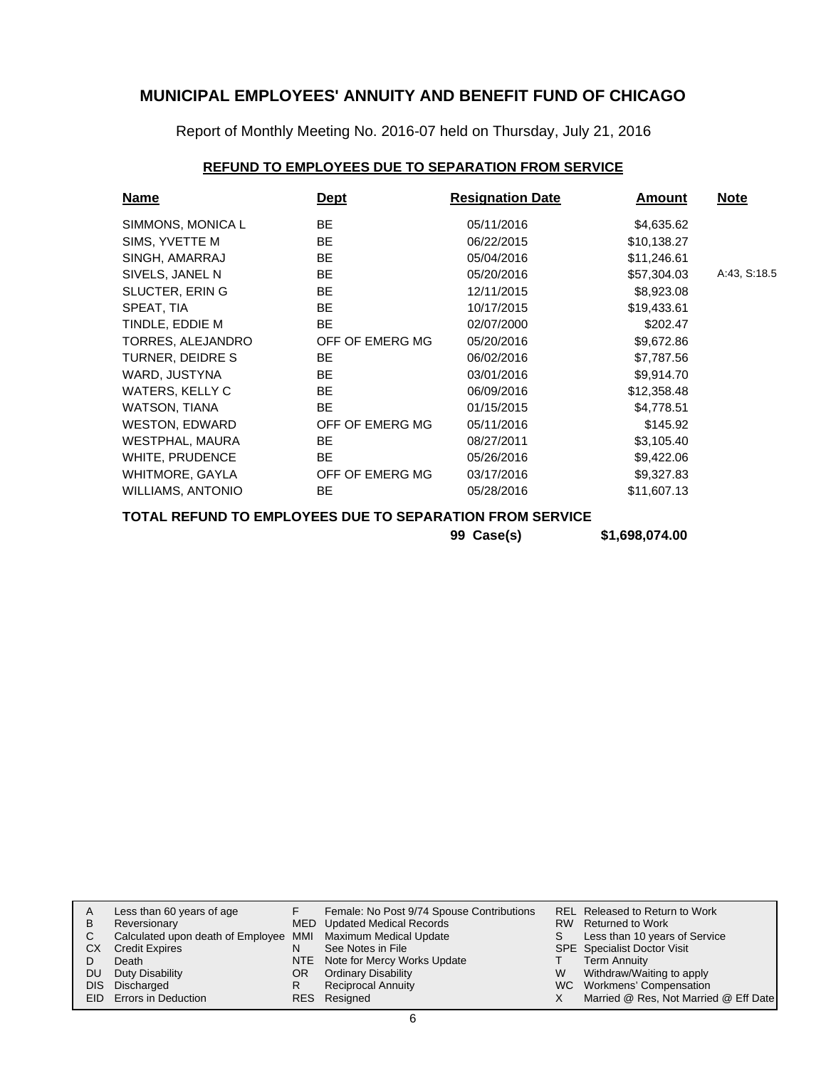# MUNICIPAL EMPLOYEES' ANNUITY AND BENEFIT FUND OF CHICAGO

Report of Monthly Meeting No. 2016-07 held on Thursday, July 21, 2016

## REFUND TO EMPLOYEES DUE TO SEPARATION FROM SERVICE

| Name | Dept | Resignation Date | Amount | Note |
|---|---|---|---|---|
| SIMMONS, MONICA L | BE | 05/11/2016 | $4,635.62 | |
| SIMS, YVETTE M | BE | 06/22/2015 | $10,138.27 | |
| SINGH, AMARRAJ | BE | 05/04/2016 | $11,246.61 | |
| SIVELS, JANEL N | BE | 05/20/2016 | $57,304.03 | A:43, S:18.5 |
| SLUCTER, ERIN G | BE | 12/11/2015 | $8,923.08 | |
| SPEAT, TIA | BE | 10/17/2015 | $19,433.61 | |
| TINDLE, EDDIE M | BE | 02/07/2000 | $202.47 | |
| TORRES, ALEJANDRO | OFF OF EMERG MG | 05/20/2016 | $9,672.86 | |
| TURNER, DEIDRE S | BE | 06/02/2016 | $7,787.56 | |
| WARD, JUSTYNA | BE | 03/01/2016 | $9,914.70 | |
| WATERS, KELLY C | BE | 06/09/2016 | $12,358.48 | |
| WATSON, TIANA | BE | 01/15/2015 | $4,778.51 | |
| WESTON, EDWARD | OFF OF EMERG MG | 05/11/2016 | $145.92 | |
| WESTPHAL, MAURA | BE | 08/27/2011 | $3,105.40 | |
| WHITE, PRUDENCE | BE | 05/26/2016 | $9,422.06 | |
| WHITMORE, GAYLA | OFF OF EMERG MG | 03/17/2016 | $9,327.83 | |
| WILLIAMS, ANTONIO | BE | 05/28/2016 | $11,607.13 | |

**TOTAL REFUND TO EMPLOYEES DUE TO SEPARATION FROM SERVICE**

**99 Case(s) $1,698,074.00**

| | | | | | |
|---|---|---|---|---|---|
| A | Less than 60 years of age | F | Female: No Post 9/74 Spouse Contributions | REL | Released to Return to Work |
| B | Reversionary | MED | Updated Medical Records | RW | Returned to Work |
| C | Calculated upon death of Employee | MMI | Maximum Medical Update | S | Less than 10 years of Service |
| CX | Credit Expires | N | See Notes in File | SPE | Specialist Doctor Visit |
| D | Death | NTE | Note for Mercy Works Update | T | Term Annuity |
| DU | Duty Disability | OR | Ordinary Disability | W | Withdraw/Waiting to apply |
| DIS | Discharged | R | Reciprocal Annuity | WC | Workmens' Compensation |
| EID | Errors in Deduction | RES | Resigned | X | Married @ Res, Not Married @ Eff Date |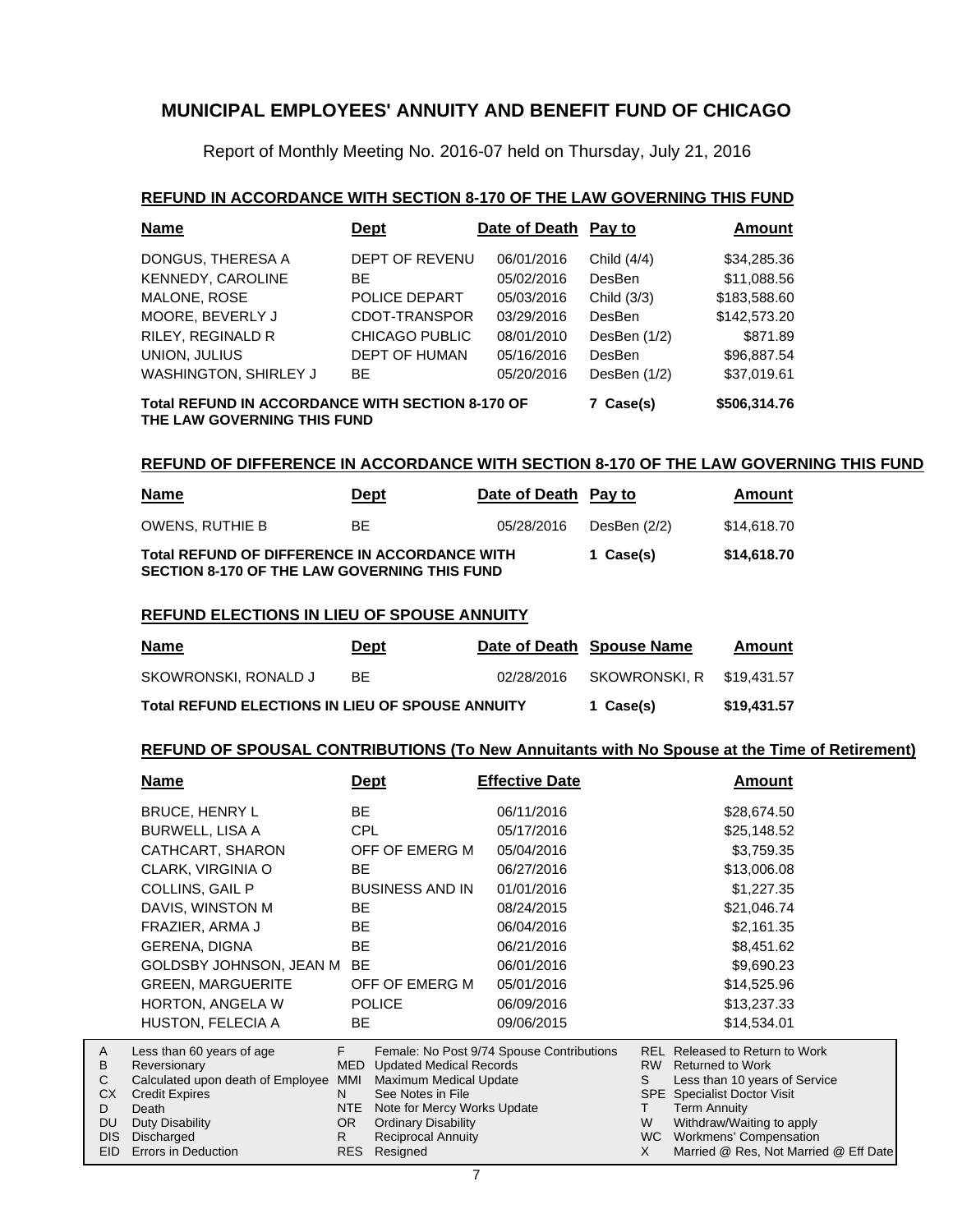# MUNICIPAL EMPLOYEES' ANNUITY AND BENEFIT FUND OF CHICAGO

Report of Monthly Meeting No. 2016-07 held on Thursday, July 21, 2016

## REFUND IN ACCORDANCE WITH SECTION 8-170 OF THE LAW GOVERNING THIS FUND

| Name | Dept | Date of Death | Pay to | Amount |
|---|---|---|---|---|
| DONGUS, THERESA A | DEPT OF REVENU | 06/01/2016 | Child (4/4) | $34,285.36 |
| KENNEDY, CAROLINE | BE | 05/02/2016 | DesBen | $11,088.56 |
| MALONE, ROSE | POLICE DEPART | 05/03/2016 | Child (3/3) | $183,588.60 |
| MOORE, BEVERLY J | CDOT-TRANSPOR | 03/29/2016 | DesBen | $142,573.20 |
| RILEY, REGINALD R | CHICAGO PUBLIC | 08/01/2010 | DesBen (1/2) | $871.89 |
| UNION, JULIUS | DEPT OF HUMAN | 05/16/2016 | DesBen | $96,887.54 |
| WASHINGTON, SHIRLEY J | BE | 05/20/2016 | DesBen (1/2) | $37,019.61 |
| **Total REFUND IN ACCORDANCE WITH SECTION 8-170 OF THE LAW GOVERNING THIS FUND** | | | **7 Case(s)** | **$506,314.76** |

## REFUND OF DIFFERENCE IN ACCORDANCE WITH SECTION 8-170 OF THE LAW GOVERNING THIS FUND

| Name | Dept | Date of Death | Pay to | Amount |
|---|---|---|---|---|
| OWENS, RUTHIE B | BE | 05/28/2016 | DesBen (2/2) | $14,618.70 |
| **Total REFUND OF DIFFERENCE IN ACCORDANCE WITH SECTION 8-170 OF THE LAW GOVERNING THIS FUND** | | | **1 Case(s)** | **$14,618.70** |

## REFUND ELECTIONS IN LIEU OF SPOUSE ANNUITY

| Name | Dept | Date of Death | Spouse Name | Amount |
|---|---|---|---|---|
| SKOWRONSKI, RONALD J | BE | 02/28/2016 | SKOWRONSKI, R | $19,431.57 |
| **Total REFUND ELECTIONS IN LIEU OF SPOUSE ANNUITY** | | | **1 Case(s)** | **$19,431.57** |

## REFUND OF SPOUSAL CONTRIBUTIONS (To New Annuitants with No Spouse at the Time of Retirement)

| Name | Dept | Effective Date | Amount |
|---|---|---|---|
| BRUCE, HENRY L | BE | 06/11/2016 | $28,674.50 |
| BURWELL, LISA A | CPL | 05/17/2016 | $25,148.52 |
| CATHCART, SHARON | OFF OF EMERG M | 05/04/2016 | $3,759.35 |
| CLARK, VIRGINIA O | BE | 06/27/2016 | $13,006.08 |
| COLLINS, GAIL P | BUSINESS AND IN | 01/01/2016 | $1,227.35 |
| DAVIS, WINSTON M | BE | 08/24/2015 | $21,046.74 |
| FRAZIER, ARMA J | BE | 06/04/2016 | $2,161.35 |
| GERENA, DIGNA | BE | 06/21/2016 | $8,451.62 |
| GOLDSBY JOHNSON, JEAN M | BE | 06/01/2016 | $9,690.23 |
| GREEN, MARGUERITE | OFF OF EMERG M | 05/01/2016 | $14,525.96 |
| HORTON, ANGELA W | POLICE | 06/09/2016 | $13,237.33 |
| HUSTON, FELECIA A | BE | 09/06/2015 | $14,534.01 |

| | | | | | |
|---|---|---|---|---|---|
| A | Less than 60 years of age | F | Female: No Post 9/74 Spouse Contributions | REL | Released to Return to Work |
| B | Reversionary | MED | Updated Medical Records | RW | Returned to Work |
| C | Calculated upon death of Employee | MMI | Maximum Medical Update | S | Less than 10 years of Service |
| CX | Credit Expires | N | See Notes in File | SPE | Specialist Doctor Visit |
| D | Death | NTE | Note for Mercy Works Update | T | Term Annuity |
| DU | Duty Disability | OR | Ordinary Disability | W | Withdraw/Waiting to apply |
| DIS | Discharged | R | Reciprocal Annuity | WC | Workmens' Compensation |
| EID | Errors in Deduction | RES | Resigned | X | Married @ Res, Not Married @ Eff Date |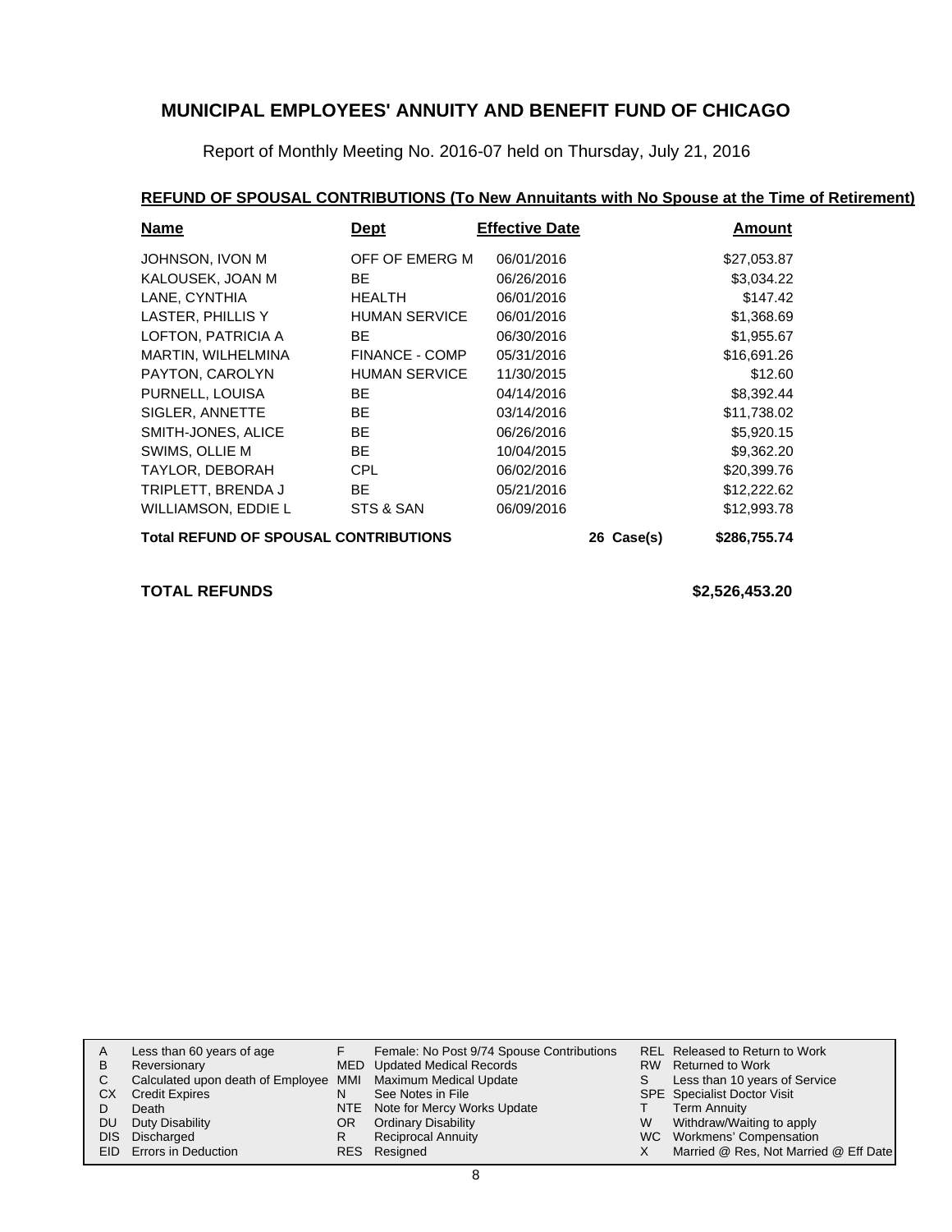## MUNICIPAL EMPLOYEES' ANNUITY AND BENEFIT FUND OF CHICAGO

Report of Monthly Meeting No. 2016-07 held on Thursday, July 21, 2016

### REFUND OF SPOUSAL CONTRIBUTIONS (To New Annuitants with No Spouse at the Time of Retirement)

| Name | Dept | Effective Date | | Amount |
|---|---|---|---|---|
| JOHNSON, IVON M | OFF OF EMERG M | 06/01/2016 | | $27,053.87 |
| KALOUSEK, JOAN M | BE | 06/26/2016 | | $3,034.22 |
| LANE, CYNTHIA | HEALTH | 06/01/2016 | | $147.42 |
| LASTER, PHILLIS Y | HUMAN SERVICE | 06/01/2016 | | $1,368.69 |
| LOFTON, PATRICIA A | BE | 06/30/2016 | | $1,955.67 |
| MARTIN, WILHELMINA | FINANCE - COMP | 05/31/2016 | | $16,691.26 |
| PAYTON, CAROLYN | HUMAN SERVICE | 11/30/2015 | | $12.60 |
| PURNELL, LOUISA | BE | 04/14/2016 | | $8,392.44 |
| SIGLER, ANNETTE | BE | 03/14/2016 | | $11,738.02 |
| SMITH-JONES, ALICE | BE | 06/26/2016 | | $5,920.15 |
| SWIMS, OLLIE M | BE | 10/04/2015 | | $9,362.20 |
| TAYLOR, DEBORAH | CPL | 06/02/2016 | | $20,399.76 |
| TRIPLETT, BRENDA J | BE | 05/21/2016 | | $12,222.62 |
| WILLIAMSON, EDDIE L | STS & SAN | 06/09/2016 | | $12,993.78 |
| **Total REFUND OF SPOUSAL CONTRIBUTIONS** | | | **26 Case(s)** | **$286,755.74** |

**TOTAL REFUNDS** **$2,526,453.20**

| | | | | | |
|---|---|---|---|---|---|
| A | Less than 60 years of age | F | Female: No Post 9/74 Spouse Contributions | REL | Released to Return to Work |
| B | Reversionary | MED | Updated Medical Records | RW | Returned to Work |
| C | Calculated upon death of Employee | MMI | Maximum Medical Update | S | Less than 10 years of Service |
| CX | Credit Expires | N | See Notes in File | SPE | Specialist Doctor Visit |
| D | Death | NTE | Note for Mercy Works Update | T | Term Annuity |
| DU | Duty Disability | OR | Ordinary Disability | W | Withdraw/Waiting to apply |
| DIS | Discharged | R | Reciprocal Annuity | WC | Workmens' Compensation |
| EID | Errors in Deduction | RES | Resigned | X | Married @ Res, Not Married @ Eff Date |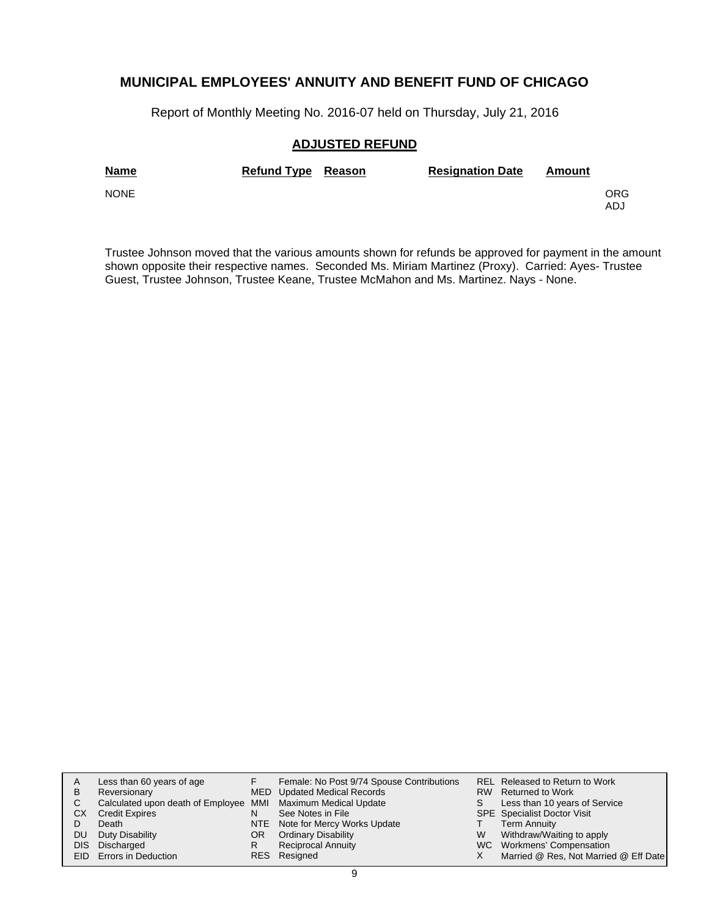# MUNICIPAL EMPLOYEES' ANNUITY AND BENEFIT FUND OF CHICAGO

Report of Monthly Meeting No. 2016-07 held on Thursday, July 21, 2016

## ADJUSTED REFUND

| Name | Refund Type | Reason | Resignation Date | Amount | |
|---|---|---|---|---|---|
| NONE | | | | | ORG ADJ |

Trustee Johnson moved that the various amounts shown for refunds be approved for payment in the amount shown opposite their respective names. Seconded Ms. Miriam Martinez (Proxy). Carried: Ayes- Trustee Guest, Trustee Johnson, Trustee Keane, Trustee McMahon and Ms. Martinez. Nays - None.

| | | | | | |
|---|---|---|---|---|---|
| A | Less than 60 years of age | F | Female: No Post 9/74 Spouse Contributions | REL | Released to Return to Work |
| B | Reversionary | MED | Updated Medical Records | RW | Returned to Work |
| C | Calculated upon death of Employee | MMI | Maximum Medical Update | S | Less than 10 years of Service |
| CX | Credit Expires | N | See Notes in File | SPE | Specialist Doctor Visit |
| D | Death | NTE | Note for Mercy Works Update | T | Term Annuity |
| DU | Duty Disability | OR | Ordinary Disability | W | Withdraw/Waiting to apply |
| DIS | Discharged | R | Reciprocal Annuity | WC | Workmens' Compensation |
| EID | Errors in Deduction | RES | Resigned | X | Married @ Res, Not Married @ Eff Date |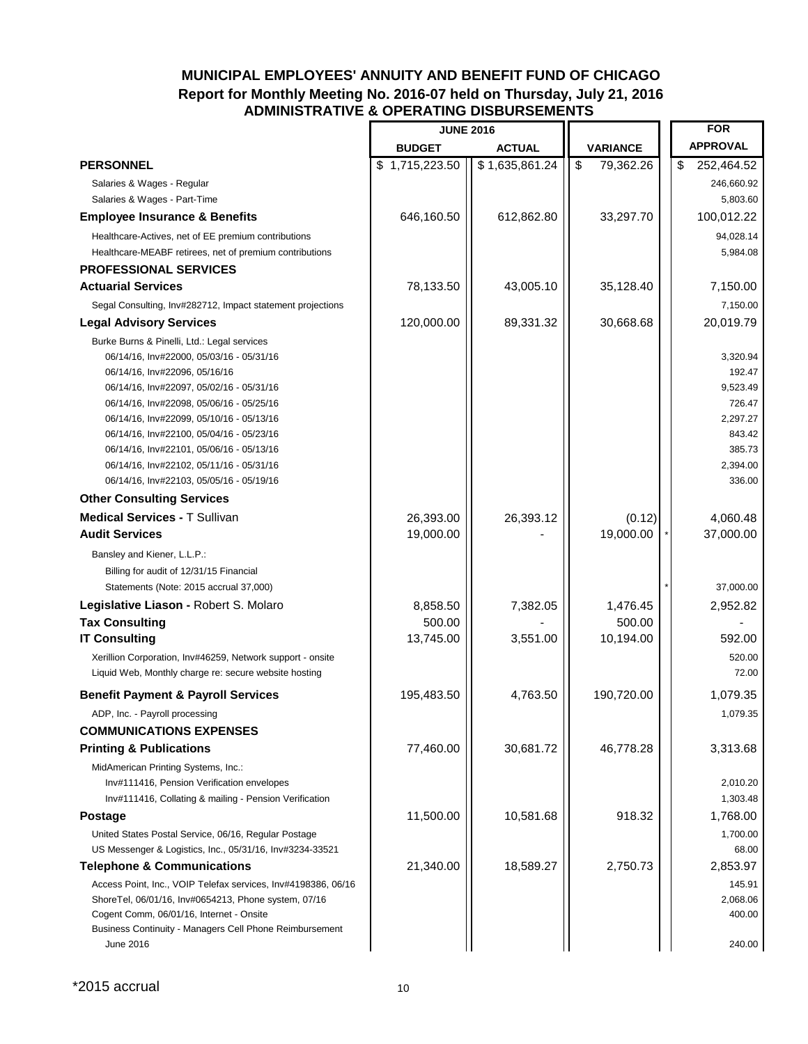# MUNICIPAL EMPLOYEES' ANNUITY AND BENEFIT FUND OF CHICAGO

## Report for Monthly Meeting No. 2016-07 held on Thursday, July 21, 2016

## ADMINISTRATIVE & OPERATING DISBURSEMENTS

| | JUNE 2016 | | | FOR |
|---|---|---|---|---|
| | BUDGET | ACTUAL | VARIANCE | APPROVAL |
| **PERSONNEL** | $ 1,715,223.50 | $ 1,635,861.24 | $ 79,362.26 | $ 252,464.52 |
| Salaries & Wages - Regular | | | | 246,660.92 |
| Salaries & Wages - Part-Time | | | | 5,803.60 |
| **Employee Insurance & Benefits** | 646,160.50 | 612,862.80 | 33,297.70 | 100,012.22 |
| Healthcare-Actives, net of EE premium contributions | | | | 94,028.14 |
| Healthcare-MEABF retirees, net of premium contributions | | | | 5,984.08 |
| **PROFESSIONAL SERVICES** | | | | |
| **Actuarial Services** | 78,133.50 | 43,005.10 | 35,128.40 | 7,150.00 |
| Segal Consulting, Inv#282712, Impact statement projections | | | | 7,150.00 |
| **Legal Advisory Services** | 120,000.00 | 89,331.32 | 30,668.68 | 20,019.79 |
| Burke Burns & Pinelli, Ltd.: Legal services | | | | |
| 06/14/16, Inv#22000, 05/03/16 - 05/31/16 | | | | 3,320.94 |
| 06/14/16, Inv#22096, 05/16/16 | | | | 192.47 |
| 06/14/16, Inv#22097, 05/02/16 - 05/31/16 | | | | 9,523.49 |
| 06/14/16, Inv#22098, 05/06/16 - 05/25/16 | | | | 726.47 |
| 06/14/16, Inv#22099, 05/10/16 - 05/13/16 | | | | 2,297.27 |
| 06/14/16, Inv#22100, 05/04/16 - 05/23/16 | | | | 843.42 |
| 06/14/16, Inv#22101, 05/06/16 - 05/13/16 | | | | 385.73 |
| 06/14/16, Inv#22102, 05/11/16 - 05/31/16 | | | | 2,394.00 |
| 06/14/16, Inv#22103, 05/05/16 - 05/19/16 | | | | 336.00 |
| **Other Consulting Services** | | | | |
| **Medical Services -** T Sullivan | 26,393.00 | 26,393.12 | (0.12) | 4,060.48 |
| **Audit Services** | 19,000.00 | - | 19,000.00 | * 37,000.00 |
| Bansley and Kiener, L.L.P.: | | | | |
| Billing for audit of 12/31/15 Financial | | | | |
| Statements (Note: 2015 accrual 37,000) | | | | * 37,000.00 |
| **Legislative Liason -** Robert S. Molaro | 8,858.50 | 7,382.05 | 1,476.45 | 2,952.82 |
| **Tax Consulting** | 500.00 | - | 500.00 | - |
| **IT Consulting** | 13,745.00 | 3,551.00 | 10,194.00 | 592.00 |
| Xerillion Corporation, Inv#46259, Network support - onsite | | | | 520.00 |
| Liquid Web, Monthly charge re: secure website hosting | | | | 72.00 |
| **Benefit Payment & Payroll Services** | 195,483.50 | 4,763.50 | 190,720.00 | 1,079.35 |
| ADP, Inc. - Payroll processing | | | | 1,079.35 |
| **COMMUNICATIONS EXPENSES** | | | | |
| **Printing & Publications** | 77,460.00 | 30,681.72 | 46,778.28 | 3,313.68 |
| MidAmerican Printing Systems, Inc.: | | | | |
| Inv#111416, Pension Verification envelopes | | | | 2,010.20 |
| Inv#111416, Collating & mailing - Pension Verification | | | | 1,303.48 |
| **Postage** | 11,500.00 | 10,581.68 | 918.32 | 1,768.00 |
| United States Postal Service, 06/16, Regular Postage | | | | 1,700.00 |
| US Messenger & Logistics, Inc., 05/31/16, Inv#3234-33521 | | | | 68.00 |
| **Telephone & Communications** | 21,340.00 | 18,589.27 | 2,750.73 | 2,853.97 |
| Access Point, Inc., VOIP Telefax services, Inv#4198386, 06/16 | | | | 145.91 |
| ShoreTel, 06/01/16, Inv#0654213, Phone system, 07/16 | | | | 2,068.06 |
| Cogent Comm, 06/01/16, Internet - Onsite | | | | 400.00 |
| Business Continuity - Managers Cell Phone Reimbursement June 2016 | | | | 240.00 |

*2015 accrual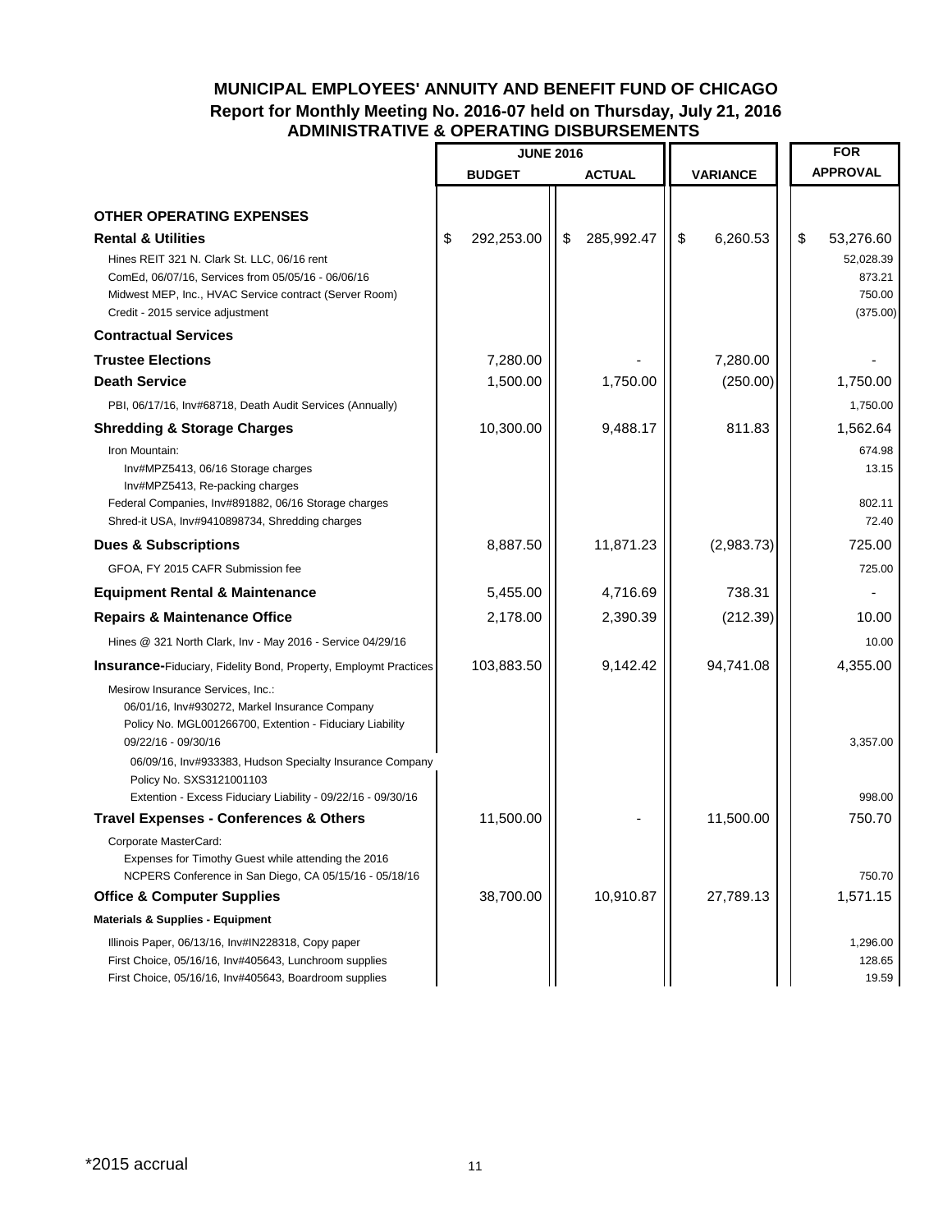# MUNICIPAL EMPLOYEES' ANNUITY AND BENEFIT FUND OF CHICAGO

## Report for Monthly Meeting No. 2016-07 held on Thursday, July 21, 2016

## ADMINISTRATIVE & OPERATING DISBURSEMENTS

| | JUNE 2016 | | | FOR |
|---|---|---|---|---|
| | BUDGET | ACTUAL | VARIANCE | APPROVAL |
| **OTHER OPERATING EXPENSES** | | | | |
| **Rental & Utilities** | $ 292,253.00 | $ 285,992.47 | $ 6,260.53 | $ 53,276.60 |
| Hines REIT 321 N. Clark St. LLC, 06/16 rent | | | | 52,028.39 |
| ComEd, 06/07/16, Services from 05/05/16 - 06/06/16 | | | | 873.21 |
| Midwest MEP, Inc., HVAC Service contract (Server Room) | | | | 750.00 |
| Credit - 2015 service adjustment | | | | (375.00) |
| **Contractual Services** | | | | |
| **Trustee Elections** | 7,280.00 | - | 7,280.00 | - |
| **Death Service** | 1,500.00 | 1,750.00 | (250.00) | 1,750.00 |
| PBI, 06/17/16, Inv#68718, Death Audit Services (Annually) | | | | 1,750.00 |
| **Shredding & Storage Charges** | 10,300.00 | 9,488.17 | 811.83 | 1,562.64 |
| Iron Mountain: | | | | 674.98 |
| Inv#MPZ5413, 06/16 Storage charges | | | | 13.15 |
| Inv#MPZ5413, Re-packing charges | | | | |
| Federal Companies, Inv#891882, 06/16 Storage charges | | | | 802.11 |
| Shred-it USA, Inv#9410898734, Shredding charges | | | | 72.40 |
| **Dues & Subscriptions** | 8,887.50 | 11,871.23 | (2,983.73) | 725.00 |
| GFOA, FY 2015 CAFR Submission fee | | | | 725.00 |
| **Equipment Rental & Maintenance** | 5,455.00 | 4,716.69 | 738.31 | - |
| **Repairs & Maintenance Office** | 2,178.00 | 2,390.39 | (212.39) | 10.00 |
| Hines @ 321 North Clark, Inv - May 2016 - Service 04/29/16 | | | | 10.00 |
| **Insurance**-Fiduciary, Fidelity Bond, Property, Employmt Practices | 103,883.50 | 9,142.42 | 94,741.08 | 4,355.00 |
| Mesirow Insurance Services, Inc.: | | | | |
| 06/01/16, Inv#930272, Markel Insurance Company | | | | |
| Policy No. MGL001266700, Extention - Fiduciary Liability | | | | |
| 09/22/16 - 09/30/16 | | | | 3,357.00 |
| 06/09/16, Inv#933383, Hudson Specialty Insurance Company | | | | |
| Policy No. SXS3121001103 | | | | |
| Extention - Excess Fiduciary Liability - 09/22/16 - 09/30/16 | | | | 998.00 |
| **Travel Expenses - Conferences & Others** | 11,500.00 | - | 11,500.00 | 750.70 |
| Corporate MasterCard: | | | | |
| Expenses for Timothy Guest while attending the 2016 | | | | |
| NCPERS Conference in San Diego, CA 05/15/16 - 05/18/16 | | | | 750.70 |
| **Office & Computer Supplies** | 38,700.00 | 10,910.87 | 27,789.13 | 1,571.15 |
| **Materials & Supplies - Equipment** | | | | |
| Illinois Paper, 06/13/16, Inv#IN228318, Copy paper | | | | 1,296.00 |
| First Choice, 05/16/16, Inv#405643, Lunchroom supplies | | | | 128.65 |
| First Choice, 05/16/16, Inv#405643, Boardroom supplies | | | | 19.59 |

*2015 accrual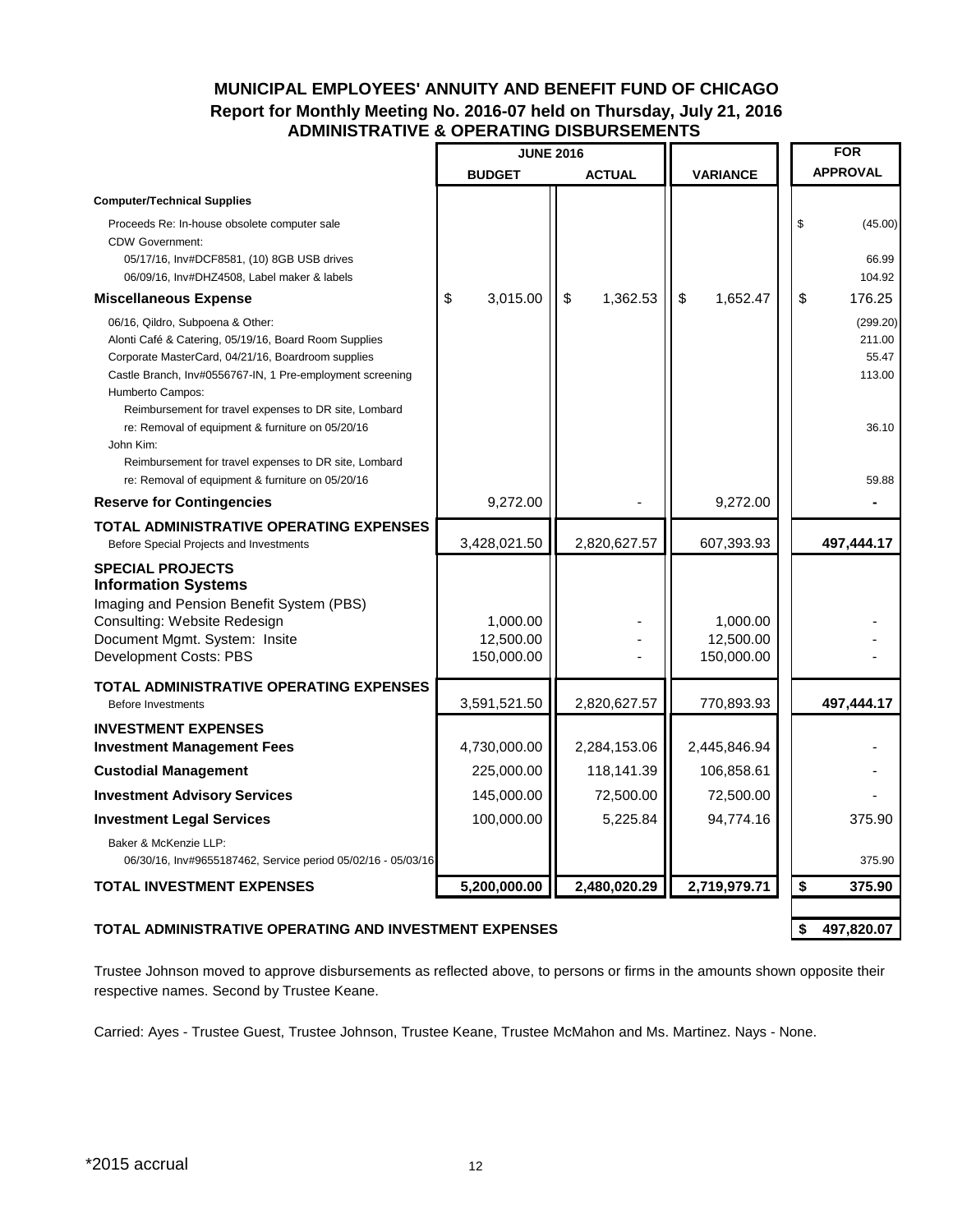# MUNICIPAL EMPLOYEES' ANNUITY AND BENEFIT FUND OF CHICAGO

## Report for Monthly Meeting No. 2016-07 held on Thursday, July 21, 2016

## ADMINISTRATIVE & OPERATING DISBURSEMENTS

| | JUNE 2016 | | | FOR |
|---|---|---|---|---|
| | BUDGET | ACTUAL | VARIANCE | APPROVAL |
| **Computer/Technical Supplies** | | | | |
| Proceeds Re: In-house obsolete computer sale | | | | $ (45.00) |
| CDW Government: | | | | |
| 05/17/16, Inv#DCF8581, (10) 8GB USB drives | | | | 66.99 |
| 06/09/16, Inv#DHZ4508, Label maker & labels | | | | 104.92 |
| **Miscellaneous Expense** | $ 3,015.00 | $ 1,362.53 | $ 1,652.47 | $ 176.25 |
| 06/16, Qildro, Subpoena & Other: | | | | (299.20) |
| Alonti Café & Catering, 05/19/16, Board Room Supplies | | | | 211.00 |
| Corporate MasterCard, 04/21/16, Boardroom supplies | | | | 55.47 |
| Castle Branch, Inv#0556767-IN, 1 Pre-employment screening | | | | 113.00 |
| Humberto Campos: | | | | |
| Reimbursement for travel expenses to DR site, Lombard re: Removal of equipment & furniture on 05/20/16 | | | | 36.10 |
| John Kim: | | | | |
| Reimbursement for travel expenses to DR site, Lombard re: Removal of equipment & furniture on 05/20/16 | | | | 59.88 |
| **Reserve for Contingencies** | 9,272.00 | - | 9,272.00 | - |
| **TOTAL ADMINISTRATIVE OPERATING EXPENSES** Before Special Projects and Investments | 3,428,021.50 | 2,820,627.57 | 607,393.93 | **497,444.17** |
| **SPECIAL PROJECTS** | | | | |
| **Information Systems** | | | | |
| Imaging and Pension Benefit System (PBS) | | | | |
| Consulting: Website Redesign | 1,000.00 | - | 1,000.00 | - |
| Document Mgmt. System: Insite | 12,500.00 | - | 12,500.00 | - |
| Development Costs: PBS | 150,000.00 | - | 150,000.00 | - |
| **TOTAL ADMINISTRATIVE OPERATING EXPENSES** Before Investments | 3,591,521.50 | 2,820,627.57 | 770,893.93 | **497,444.17** |
| **INVESTMENT EXPENSES** | | | | |
| **Investment Management Fees** | 4,730,000.00 | 2,284,153.06 | 2,445,846.94 | - |
| **Custodial Management** | 225,000.00 | 118,141.39 | 106,858.61 | - |
| **Investment Advisory Services** | 145,000.00 | 72,500.00 | 72,500.00 | - |
| **Investment Legal Services** | 100,000.00 | 5,225.84 | 94,774.16 | 375.90 |
| Baker & McKenzie LLP: | | | | |
| 06/30/16, Inv#9655187462, Service period 05/02/16 - 05/03/16 | | | | 375.90 |
| **TOTAL INVESTMENT EXPENSES** | **5,200,000.00** | **2,480,020.29** | **2,719,979.71** | **$ 375.90** |
| **TOTAL ADMINISTRATIVE OPERATING AND INVESTMENT EXPENSES** | | | | **$ 497,820.07** |

Trustee Johnson moved to approve disbursements as reflected above, to persons or firms in the amounts shown opposite their respective names. Second by Trustee Keane.

Carried: Ayes - Trustee Guest, Trustee Johnson, Trustee Keane, Trustee McMahon and Ms. Martinez. Nays - None.

*2015 accrual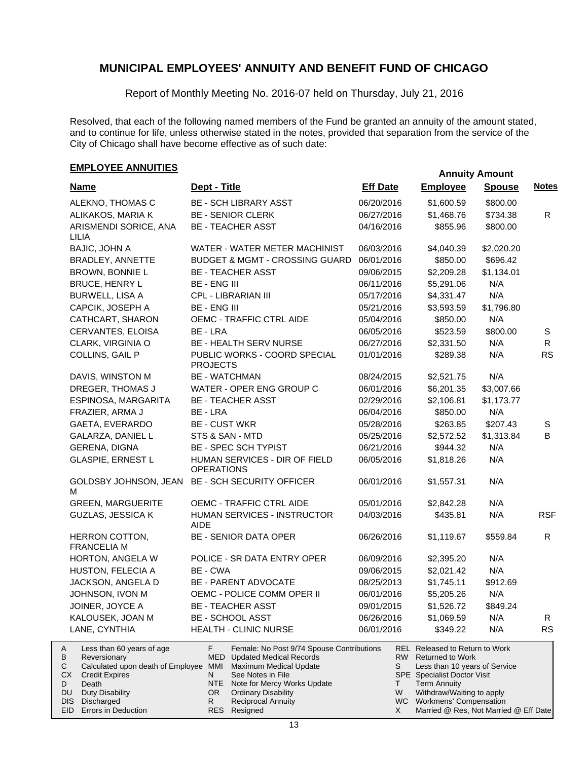# MUNICIPAL EMPLOYEES' ANNUITY AND BENEFIT FUND OF CHICAGO

Report of Monthly Meeting No. 2016-07 held on Thursday, July 21, 2016

Resolved, that each of the following named members of the Fund be granted an annuity of the amount stated, and to continue for life, unless otherwise stated in the notes, provided that separation from the service of the City of Chicago shall have become effective as of such date:

## EMPLOYEE ANNUITIES

| Name | Dept - Title | Eff Date | Annuity Amount Employee | Annuity Amount Spouse | Notes |
|---|---|---|---|---|---|
| ALEKNO, THOMAS C | BE - SCH LIBRARY ASST | 06/20/2016 | $1,600.59 | $800.00 | |
| ALIKAKOS, MARIA K | BE - SENIOR CLERK | 06/27/2016 | $1,468.76 | $734.38 | R |
| ARISMENDI SORICE, ANA LILIA | BE - TEACHER ASST | 04/16/2016 | $855.96 | $800.00 | |
| BAJIC, JOHN A | WATER - WATER METER MACHINIST | 06/03/2016 | $4,040.39 | $2,020.20 | |
| BRADLEY, ANNETTE | BUDGET & MGMT - CROSSING GUARD | 06/01/2016 | $850.00 | $696.42 | |
| BROWN, BONNIE L | BE - TEACHER ASST | 09/06/2015 | $2,209.28 | $1,134.01 | |
| BRUCE, HENRY L | BE - ENG III | 06/11/2016 | $5,291.06 | N/A | |
| BURWELL, LISA A | CPL - LIBRARIAN III | 05/17/2016 | $4,331.47 | N/A | |
| CAPCIK, JOSEPH A | BE - ENG III | 05/21/2016 | $3,593.59 | $1,796.80 | |
| CATHCART, SHARON | OEMC - TRAFFIC CTRL AIDE | 05/04/2016 | $850.00 | N/A | |
| CERVANTES, ELOISA | BE - LRA | 06/05/2016 | $523.59 | $800.00 | S |
| CLARK, VIRGINIA O | BE - HEALTH SERV NURSE | 06/27/2016 | $2,331.50 | N/A | R |
| COLLINS, GAIL P | PUBLIC WORKS - COORD SPECIAL PROJECTS | 01/01/2016 | $289.38 | N/A | RS |
| DAVIS, WINSTON M | BE - WATCHMAN | 08/24/2015 | $2,521.75 | N/A | |
| DREGER, THOMAS J | WATER - OPER ENG GROUP C | 06/01/2016 | $6,201.35 | $3,007.66 | |
| ESPINOSA, MARGARITA | BE - TEACHER ASST | 02/29/2016 | $2,106.81 | $1,173.77 | |
| FRAZIER, ARMA J | BE - LRA | 06/04/2016 | $850.00 | N/A | |
| GAETA, EVERARDO | BE - CUST WKR | 05/28/2016 | $263.85 | $207.43 | S |
| GALARZA, DANIEL L | STS & SAN - MTD | 05/25/2016 | $2,572.52 | $1,313.84 | B |
| GERENA, DIGNA | BE - SPEC SCH TYPIST | 06/21/2016 | $944.32 | N/A | |
| GLASPIE, ERNEST L | HUMAN SERVICES - DIR OF FIELD OPERATIONS | 06/05/2016 | $1,818.26 | N/A | |
| GOLDSBY JOHNSON, JEAN M | BE - SCH SECURITY OFFICER | 06/01/2016 | $1,557.31 | N/A | |
| GREEN, MARGUERITE | OEMC - TRAFFIC CTRL AIDE | 05/01/2016 | $2,842.28 | N/A | |
| GUZLAS, JESSICA K | HUMAN SERVICES - INSTRUCTOR AIDE | 04/03/2016 | $435.81 | N/A | RSF |
| HERRON COTTON, FRANCELIA M | BE - SENIOR DATA OPER | 06/26/2016 | $1,119.67 | $559.84 | R |
| HORTON, ANGELA W | POLICE - SR DATA ENTRY OPER | 06/09/2016 | $2,395.20 | N/A | |
| HUSTON, FELECIA A | BE - CWA | 09/06/2015 | $2,021.42 | N/A | |
| JACKSON, ANGELA D | BE - PARENT ADVOCATE | 08/25/2013 | $1,745.11 | $912.69 | |
| JOHNSON, IVON M | OEMC - POLICE COMM OPER II | 06/01/2016 | $5,205.26 | N/A | |
| JOINER, JOYCE A | BE - TEACHER ASST | 09/01/2015 | $1,526.72 | $849.24 | |
| KALOUSEK, JOAN M | BE - SCHOOL ASST | 06/26/2016 | $1,069.59 | N/A | R |
| LANE, CYNTHIA | HEALTH - CLINIC NURSE | 06/01/2016 | $349.22 | N/A | RS |

| Code | Description | Code | Description | Code | Description |
|---|---|---|---|---|---|
| A | Less than 60 years of age | F | Female: No Post 9/74 Spouse Contributions | REL | Released to Return to Work |
| B | Reversionary | MED | Updated Medical Records | RW | Returned to Work |
| C | Calculated upon death of Employee | MMI | Maximum Medical Update | S | Less than 10 years of Service |
| CX | Credit Expires | N | See Notes in File | SPE | Specialist Doctor Visit |
| D | Death | NTE | Note for Mercy Works Update | T | Term Annuity |
| DU | Duty Disability | OR | Ordinary Disability | W | Withdraw/Waiting to apply |
| DIS | Discharged | R | Reciprocal Annuity | WC | Workmens' Compensation |
| EID | Errors in Deduction | RES | Resigned | X | Married @ Res, Not Married @ Eff Date |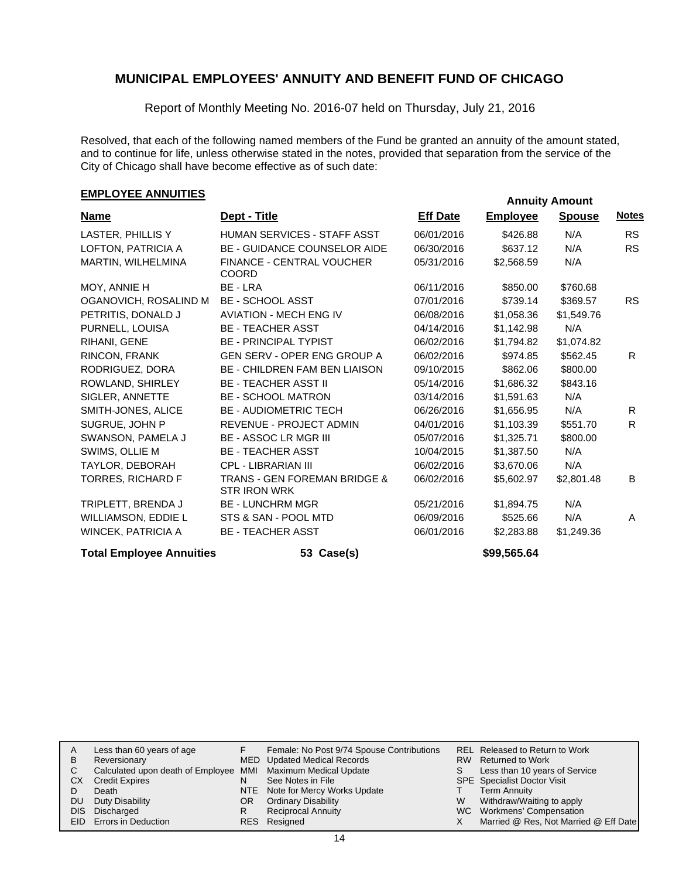# MUNICIPAL EMPLOYEES' ANNUITY AND BENEFIT FUND OF CHICAGO

Report of Monthly Meeting No. 2016-07 held on Thursday, July 21, 2016

Resolved, that each of the following named members of the Fund be granted an annuity of the amount stated, and to continue for life, unless otherwise stated in the notes, provided that separation from the service of the City of Chicago shall have become effective as of such date:

## EMPLOYEE ANNUITIES

| Name | Dept - Title | Eff Date | Annuity Amount Employee | Annuity Amount Spouse | Notes |
|---|---|---|---|---|---|
| LASTER, PHILLIS Y | HUMAN SERVICES - STAFF ASST | 06/01/2016 | $426.88 | N/A | RS |
| LOFTON, PATRICIA A | BE - GUIDANCE COUNSELOR AIDE | 06/30/2016 | $637.12 | N/A | RS |
| MARTIN, WILHELMINA | FINANCE - CENTRAL VOUCHER COORD | 05/31/2016 | $2,568.59 | N/A | |
| MOY, ANNIE H | BE - LRA | 06/11/2016 | $850.00 | $760.68 | |
| OGANOVICH, ROSALIND M | BE - SCHOOL ASST | 07/01/2016 | $739.14 | $369.57 | RS |
| PETRITIS, DONALD J | AVIATION - MECH ENG IV | 06/08/2016 | $1,058.36 | $1,549.76 | |
| PURNELL, LOUISA | BE - TEACHER ASST | 04/14/2016 | $1,142.98 | N/A | |
| RIHANI, GENE | BE - PRINCIPAL TYPIST | 06/02/2016 | $1,794.82 | $1,074.82 | |
| RINCON, FRANK | GEN SERV - OPER ENG GROUP A | 06/02/2016 | $974.85 | $562.45 | R |
| RODRIGUEZ, DORA | BE - CHILDREN FAM BEN LIAISON | 09/10/2015 | $862.06 | $800.00 | |
| ROWLAND, SHIRLEY | BE - TEACHER ASST II | 05/14/2016 | $1,686.32 | $843.16 | |
| SIGLER, ANNETTE | BE - SCHOOL MATRON | 03/14/2016 | $1,591.63 | N/A | |
| SMITH-JONES, ALICE | BE - AUDIOMETRIC TECH | 06/26/2016 | $1,656.95 | N/A | R |
| SUGRUE, JOHN P | REVENUE - PROJECT ADMIN | 04/01/2016 | $1,103.39 | $551.70 | R |
| SWANSON, PAMELA J | BE - ASSOC LR MGR III | 05/07/2016 | $1,325.71 | $800.00 | |
| SWIMS, OLLIE M | BE - TEACHER ASST | 10/04/2015 | $1,387.50 | N/A | |
| TAYLOR, DEBORAH | CPL - LIBRARIAN III | 06/02/2016 | $3,670.06 | N/A | |
| TORRES, RICHARD F | TRANS - GEN FOREMAN BRIDGE & STR IRON WRK | 06/02/2016 | $5,602.97 | $2,801.48 | B |
| TRIPLETT, BRENDA J | BE - LUNCHRM MGR | 05/21/2016 | $1,894.75 | N/A | |
| WILLIAMSON, EDDIE L | STS & SAN - POOL MTD | 06/09/2016 | $525.66 | N/A | A |
| WINCEK, PATRICIA A | BE - TEACHER ASST | 06/01/2016 | $2,283.88 | $1,249.36 | |
| **Total Employee Annuities** | **53 Case(s)** | | **$99,565.64** | | |

| | | | | | |
|---|---|---|---|---|---|
| A | Less than 60 years of age | F | Female: No Post 9/74 Spouse Contributions | REL | Released to Return to Work |
| B | Reversionary | MED | Updated Medical Records | RW | Returned to Work |
| C | Calculated upon death of Employee | MMI | Maximum Medical Update | S | Less than 10 years of Service |
| CX | Credit Expires | N | See Notes in File | SPE | Specialist Doctor Visit |
| D | Death | NTE | Note for Mercy Works Update | T | Term Annuity |
| DU | Duty Disability | OR | Ordinary Disability | W | Withdraw/Waiting to apply |
| DIS | Discharged | R | Reciprocal Annuity | WC | Workmens' Compensation |
| EID | Errors in Deduction | RES | Resigned | X | Married @ Res, Not Married @ Eff Date |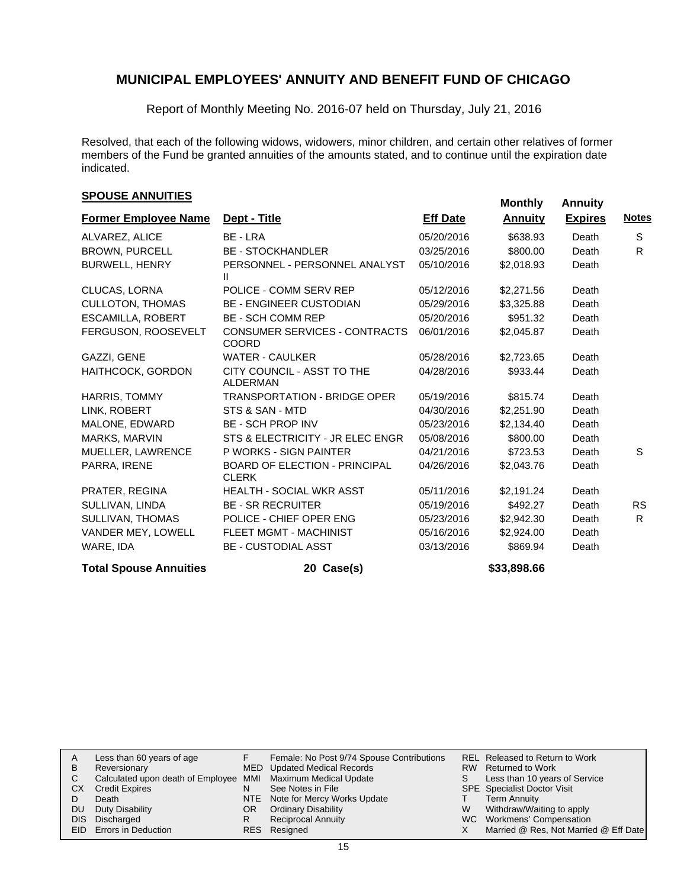# MUNICIPAL EMPLOYEES' ANNUITY AND BENEFIT FUND OF CHICAGO

Report of Monthly Meeting No. 2016-07 held on Thursday, July 21, 2016

Resolved, that each of the following widows, widowers, minor children, and certain other relatives of former members of the Fund be granted annuities of the amounts stated, and to continue until the expiration date indicated.

## SPOUSE ANNUITIES

| Former Employee Name | Dept - Title | Eff Date | Monthly Annuity | Annuity Expires | Notes |
|---|---|---|---|---|---|
| ALVAREZ, ALICE | BE - LRA | 05/20/2016 | $638.93 | Death | S |
| BROWN, PURCELL | BE - STOCKHANDLER | 03/25/2016 | $800.00 | Death | R |
| BURWELL, HENRY | PERSONNEL - PERSONNEL ANALYST II | 05/10/2016 | $2,018.93 | Death | |
| CLUCAS, LORNA | POLICE - COMM SERV REP | 05/12/2016 | $2,271.56 | Death | |
| CULLOTON, THOMAS | BE - ENGINEER CUSTODIAN | 05/29/2016 | $3,325.88 | Death | |
| ESCAMILLA, ROBERT | BE - SCH COMM REP | 05/20/2016 | $951.32 | Death | |
| FERGUSON, ROOSEVELT | CONSUMER SERVICES - CONTRACTS COORD | 06/01/2016 | $2,045.87 | Death | |
| GAZZI, GENE | WATER - CAULKER | 05/28/2016 | $2,723.65 | Death | |
| HAITHCOCK, GORDON | CITY COUNCIL - ASST TO THE ALDERMAN | 04/28/2016 | $933.44 | Death | |
| HARRIS, TOMMY | TRANSPORTATION - BRIDGE OPER | 05/19/2016 | $815.74 | Death | |
| LINK, ROBERT | STS & SAN - MTD | 04/30/2016 | $2,251.90 | Death | |
| MALONE, EDWARD | BE - SCH PROP INV | 05/23/2016 | $2,134.40 | Death | |
| MARKS, MARVIN | STS & ELECTRICITY - JR ELEC ENGR | 05/08/2016 | $800.00 | Death | |
| MUELLER, LAWRENCE | P WORKS - SIGN PAINTER | 04/21/2016 | $723.53 | Death | S |
| PARRA, IRENE | BOARD OF ELECTION - PRINCIPAL CLERK | 04/26/2016 | $2,043.76 | Death | |
| PRATER, REGINA | HEALTH - SOCIAL WKR ASST | 05/11/2016 | $2,191.24 | Death | |
| SULLIVAN, LINDA | BE - SR RECRUITER | 05/19/2016 | $492.27 | Death | RS |
| SULLIVAN, THOMAS | POLICE - CHIEF OPER ENG | 05/23/2016 | $2,942.30 | Death | R |
| VANDER MEY, LOWELL | FLEET MGMT - MACHINIST | 05/16/2016 | $2,924.00 | Death | |
| WARE, IDA | BE - CUSTODIAL ASST | 03/13/2016 | $869.94 | Death | |
| **Total Spouse Annuities** | **20 Case(s)** | | **$33,898.66** | | |

| | | | | | |
|---|---|---|---|---|---|
| A | Less than 60 years of age | F | Female: No Post 9/74 Spouse Contributions | REL | Released to Return to Work |
| B | Reversionary | MED | Updated Medical Records | RW | Returned to Work |
| C | Calculated upon death of Employee | MMI | Maximum Medical Update | S | Less than 10 years of Service |
| CX | Credit Expires | N | See Notes in File | SPE | Specialist Doctor Visit |
| D | Death | NTE | Note for Mercy Works Update | T | Term Annuity |
| DU | Duty Disability | OR | Ordinary Disability | W | Withdraw/Waiting to apply |
| DIS | Discharged | R | Reciprocal Annuity | WC | Workmens' Compensation |
| EID | Errors in Deduction | RES | Resigned | X | Married @ Res, Not Married @ Eff Date |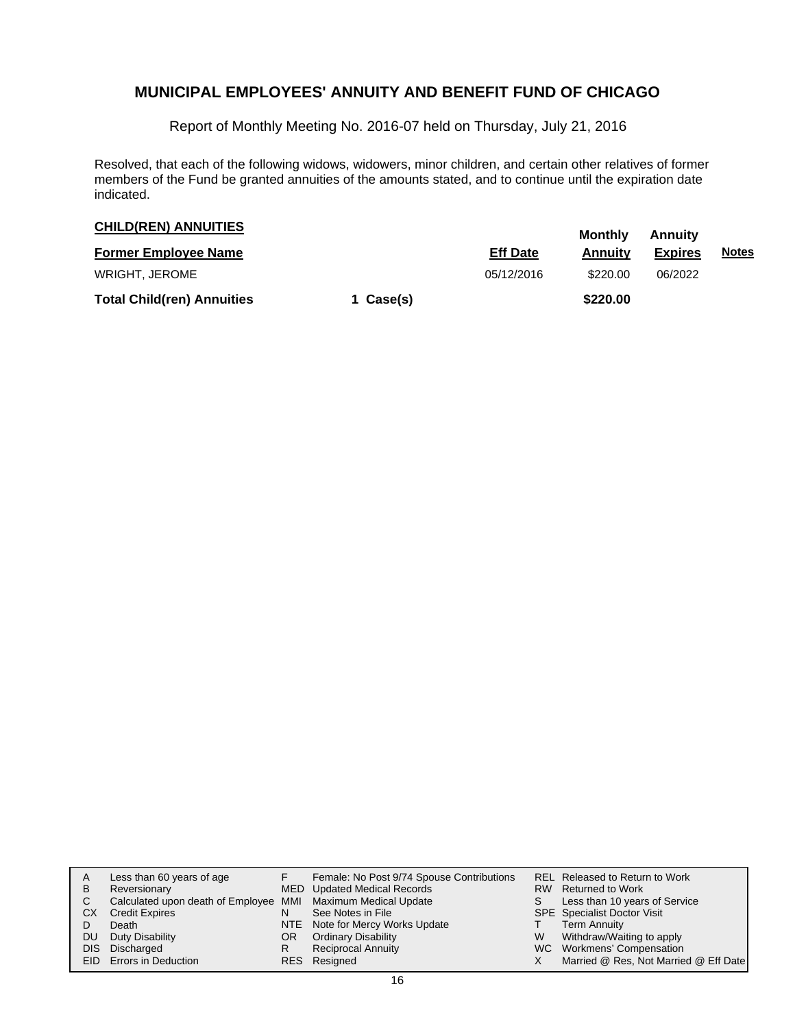# MUNICIPAL EMPLOYEES' ANNUITY AND BENEFIT FUND OF CHICAGO

Report of Monthly Meeting No. 2016-07 held on Thursday, July 21, 2016

Resolved, that each of the following widows, widowers, minor children, and certain other relatives of former members of the Fund be granted annuities of the amounts stated, and to continue until the expiration date indicated.

## CHILD(REN) ANNUITIES

| Former Employee Name | | Eff Date | Monthly Annuity | Annuity Expires | Notes |
|---|---|---|---|---|---|
| WRIGHT, JEROME | | 05/12/2016 | $220.00 | 06/2022 | |
| **Total Child(ren) Annuities** | **1 Case(s)** | | **$220.00** | | |

| | | | | | |
|---|---|---|---|---|---|
| A | Less than 60 years of age | F | Female: No Post 9/74 Spouse Contributions | REL | Released to Return to Work |
| B | Reversionary | MED | Updated Medical Records | RW | Returned to Work |
| C | Calculated upon death of Employee | MMI | Maximum Medical Update | S | Less than 10 years of Service |
| CX | Credit Expires | N | See Notes in File | SPE | Specialist Doctor Visit |
| D | Death | NTE | Note for Mercy Works Update | T | Term Annuity |
| DU | Duty Disability | OR | Ordinary Disability | W | Withdraw/Waiting to apply |
| DIS | Discharged | R | Reciprocal Annuity | WC | Workmens' Compensation |
| EID | Errors in Deduction | RES | Resigned | X | Married @ Res, Not Married @ Eff Date |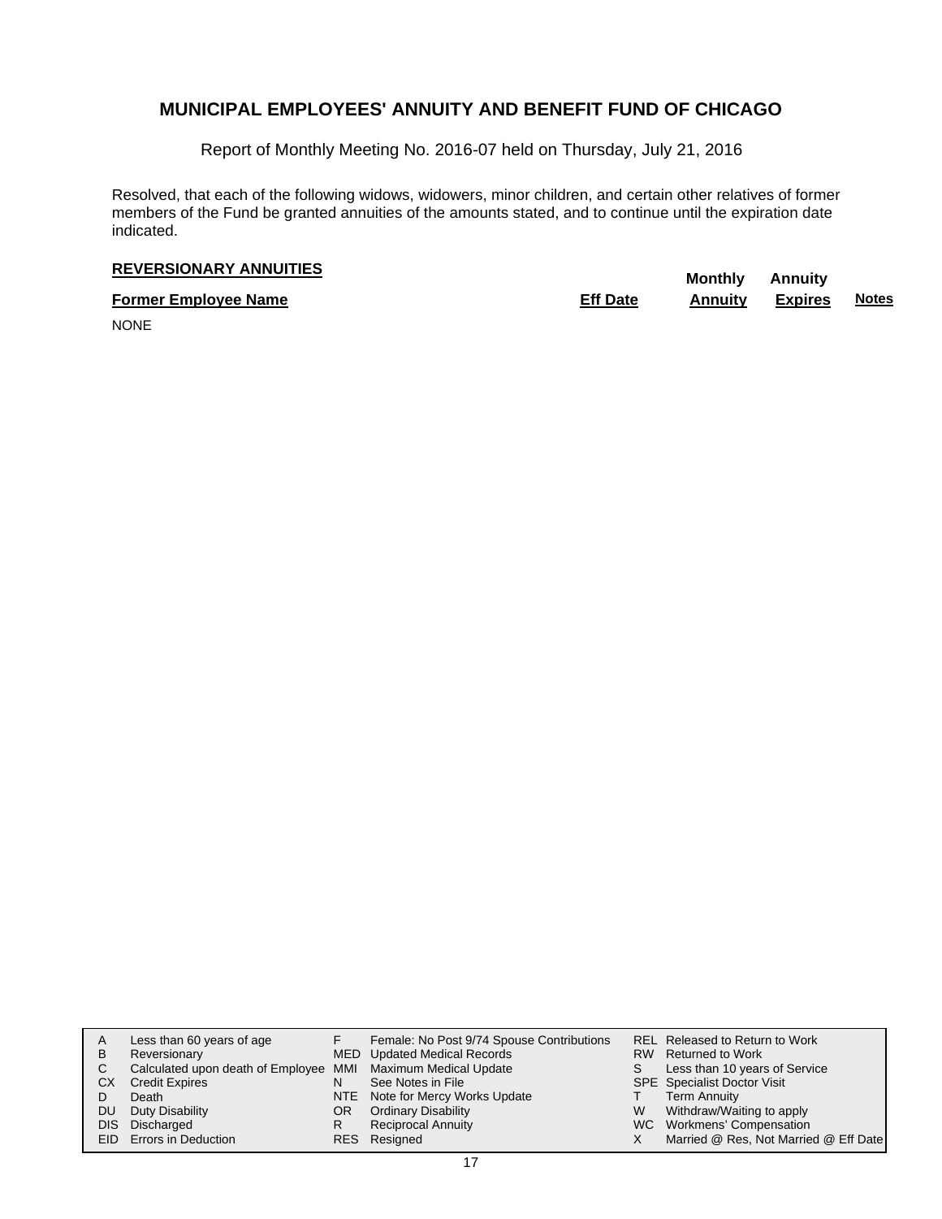# MUNICIPAL EMPLOYEES' ANNUITY AND BENEFIT FUND OF CHICAGO

Report of Monthly Meeting No. 2016-07 held on Thursday, July 21, 2016

Resolved, that each of the following widows, widowers, minor children, and certain other relatives of former members of the Fund be granted annuities of the amounts stated, and to continue until the expiration date indicated.

**REVERSIONARY ANNUITIES**

| Former Employee Name | Eff Date | Monthly Annuity | Annuity Expires | Notes |
|---|---|---|---|---|
| NONE | | | | |

| | | | | | |
|---|---|---|---|---|---|
| A | Less than 60 years of age | F | Female: No Post 9/74 Spouse Contributions | REL | Released to Return to Work |
| B | Reversionary | MED | Updated Medical Records | RW | Returned to Work |
| C | Calculated upon death of Employee | MMI | Maximum Medical Update | S | Less than 10 years of Service |
| CX | Credit Expires | N | See Notes in File | SPE | Specialist Doctor Visit |
| D | Death | NTE | Note for Mercy Works Update | T | Term Annuity |
| DU | Duty Disability | OR | Ordinary Disability | W | Withdraw/Waiting to apply |
| DIS | Discharged | R | Reciprocal Annuity | WC | Workmens' Compensation |
| EID | Errors in Deduction | RES | Resigned | X | Married @ Res, Not Married @ Eff Date |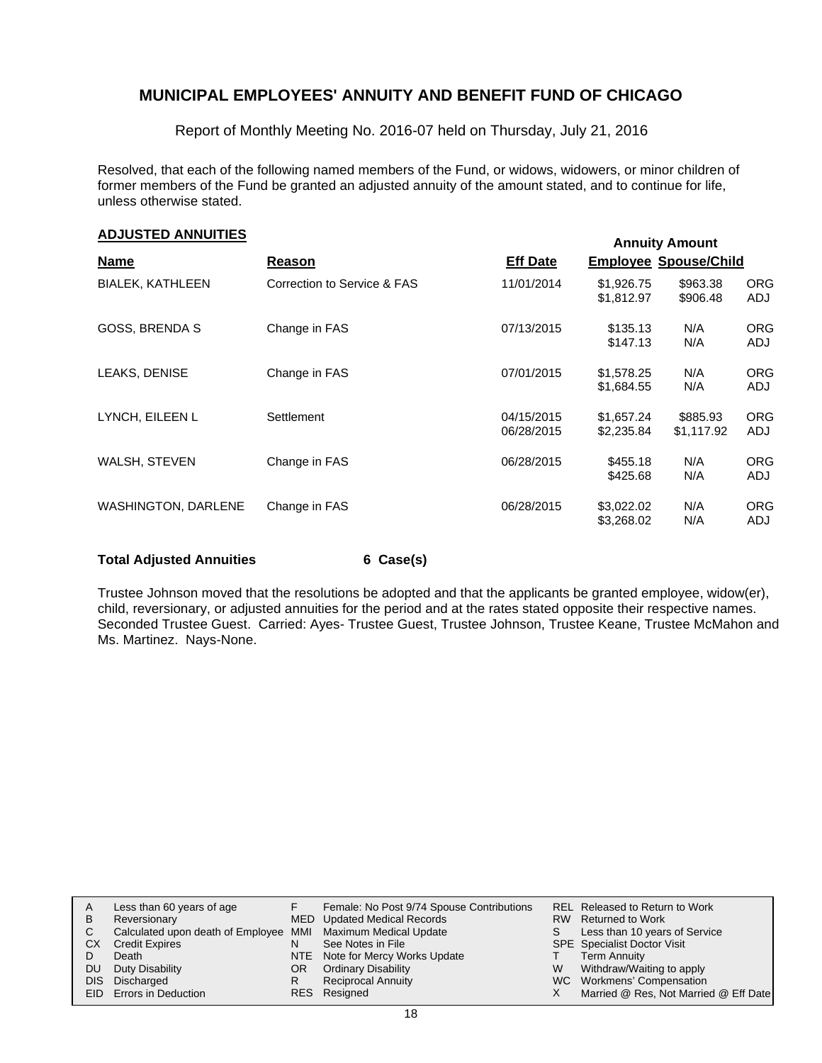# MUNICIPAL EMPLOYEES' ANNUITY AND BENEFIT FUND OF CHICAGO

Report of Monthly Meeting No. 2016-07 held on Thursday, July 21, 2016

Resolved, that each of the following named members of the Fund, or widows, widowers, or minor children of former members of the Fund be granted an adjusted annuity of the amount stated, and to continue for life, unless otherwise stated.

## ADJUSTED ANNUITIES

| Name | Reason | Eff Date | Annuity Amount Employee | Spouse/Child | |
|---|---|---|---|---|---|
| BIALEK, KATHLEEN | Correction to Service & FAS | 11/01/2014 | \$1,926.75 | \$963.38 | ORG |
| | | | \$1,812.97 | \$906.48 | ADJ |
| GOSS, BRENDA S | Change in FAS | 07/13/2015 | \$135.13 | N/A | ORG |
| | | | \$147.13 | N/A | ADJ |
| LEAKS, DENISE | Change in FAS | 07/01/2015 | \$1,578.25 | N/A | ORG |
| | | | \$1,684.55 | N/A | ADJ |
| LYNCH, EILEEN L | Settlement | 04/15/2015 | \$1,657.24 | \$885.93 | ORG |
| | | 06/28/2015 | \$2,235.84 | \$1,117.92 | ADJ |
| WALSH, STEVEN | Change in FAS | 06/28/2015 | \$455.18 | N/A | ORG |
| | | | \$425.68 | N/A | ADJ |
| WASHINGTON, DARLENE | Change in FAS | 06/28/2015 | \$3,022.02 | N/A | ORG |
| | | | \$3,268.02 | N/A | ADJ |

**Total Adjusted Annuities 6 Case(s)**

Trustee Johnson moved that the resolutions be adopted and that the applicants be granted employee, widow(er), child, reversionary, or adjusted annuities for the period and at the rates stated opposite their respective names. Seconded Trustee Guest. Carried: Ayes- Trustee Guest, Trustee Johnson, Trustee Keane, Trustee McMahon and Ms. Martinez. Nays-None.

| | | | | | |
|---|---|---|---|---|---|
| A | Less than 60 years of age | F | Female: No Post 9/74 Spouse Contributions | REL | Released to Return to Work |
| B | Reversionary | MED | Updated Medical Records | RW | Returned to Work |
| C | Calculated upon death of Employee | MMI | Maximum Medical Update | S | Less than 10 years of Service |
| CX | Credit Expires | N | See Notes in File | SPE | Specialist Doctor Visit |
| D | Death | NTE | Note for Mercy Works Update | T | Term Annuity |
| DU | Duty Disability | OR | Ordinary Disability | W | Withdraw/Waiting to apply |
| DIS | Discharged | R | Reciprocal Annuity | WC | Workmens' Compensation |
| EID | Errors in Deduction | RES | Resigned | X | Married @ Res, Not Married @ Eff Date |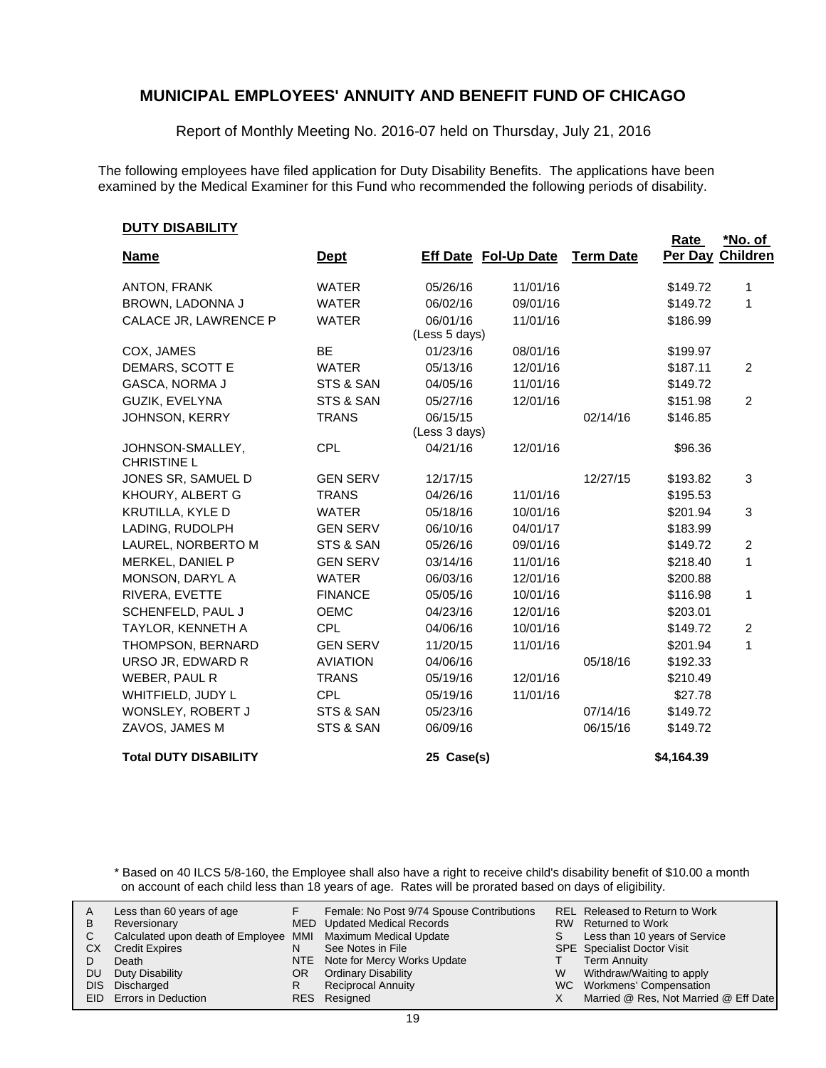# MUNICIPAL EMPLOYEES' ANNUITY AND BENEFIT FUND OF CHICAGO

Report of Monthly Meeting No. 2016-07 held on Thursday, July 21, 2016

The following employees have filed application for Duty Disability Benefits. The applications have been examined by the Medical Examiner for this Fund who recommended the following periods of disability.

**DUTY DISABILITY**

| Name | Dept | Eff Date | Fol-Up Date | Term Date | Rate Per Day | *No. of Children |
|---|---|---|---|---|---|---|
| ANTON, FRANK | WATER | 05/26/16 | 11/01/16 | | $149.72 | 1 |
| BROWN, LADONNA J | WATER | 06/02/16 | 09/01/16 | | $149.72 | 1 |
| CALACE JR, LAWRENCE P | WATER | 06/01/16 (Less 5 days) | 11/01/16 | | $186.99 | |
| COX, JAMES | BE | 01/23/16 | 08/01/16 | | $199.97 | |
| DEMARS, SCOTT E | WATER | 05/13/16 | 12/01/16 | | $187.11 | 2 |
| GASCA, NORMA J | STS & SAN | 04/05/16 | 11/01/16 | | $149.72 | |
| GUZIK, EVELYNA | STS & SAN | 05/27/16 | 12/01/16 | | $151.98 | 2 |
| JOHNSON, KERRY | TRANS | 06/15/15 (Less 3 days) | | 02/14/16 | $146.85 | |
| JOHNSON-SMALLEY, CHRISTINE L | CPL | 04/21/16 | 12/01/16 | | $96.36 | |
| JONES SR, SAMUEL D | GEN SERV | 12/17/15 | | 12/27/15 | $193.82 | 3 |
| KHOURY, ALBERT G | TRANS | 04/26/16 | 11/01/16 | | $195.53 | |
| KRUTILLA, KYLE D | WATER | 05/18/16 | 10/01/16 | | $201.94 | 3 |
| LADING, RUDOLPH | GEN SERV | 06/10/16 | 04/01/17 | | $183.99 | |
| LAUREL, NORBERTO M | STS & SAN | 05/26/16 | 09/01/16 | | $149.72 | 2 |
| MERKEL, DANIEL P | GEN SERV | 03/14/16 | 11/01/16 | | $218.40 | 1 |
| MONSON, DARYL A | WATER | 06/03/16 | 12/01/16 | | $200.88 | |
| RIVERA, EVETTE | FINANCE | 05/05/16 | 10/01/16 | | $116.98 | 1 |
| SCHENFELD, PAUL J | OEMC | 04/23/16 | 12/01/16 | | $203.01 | |
| TAYLOR, KENNETH A | CPL | 04/06/16 | 10/01/16 | | $149.72 | 2 |
| THOMPSON, BERNARD | GEN SERV | 11/20/15 | 11/01/16 | | $201.94 | 1 |
| URSO JR, EDWARD R | AVIATION | 04/06/16 | | 05/18/16 | $192.33 | |
| WEBER, PAUL R | TRANS | 05/19/16 | 12/01/16 | | $210.49 | |
| WHITFIELD, JUDY L | CPL | 05/19/16 | 11/01/16 | | $27.78 | |
| WONSLEY, ROBERT J | STS & SAN | 05/23/16 | | 07/14/16 | $149.72 | |
| ZAVOS, JAMES M | STS & SAN | 06/09/16 | | 06/15/16 | $149.72 | |
| **Total DUTY DISABILITY** | | **25 Case(s)** | | | **$4,164.39** | |

\* Based on 40 ILCS 5/8-160, the Employee shall also have a right to receive child's disability benefit of $10.00 a month on account of each child less than 18 years of age. Rates will be prorated based on days of eligibility.

| | | | | | |
|---|---|---|---|---|---|
| A | Less than 60 years of age | F | Female: No Post 9/74 Spouse Contributions | REL | Released to Return to Work |
| B | Reversionary | MED | Updated Medical Records | RW | Returned to Work |
| C | Calculated upon death of Employee | MMI | Maximum Medical Update | S | Less than 10 years of Service |
| CX | Credit Expires | N | See Notes in File | SPE | Specialist Doctor Visit |
| D | Death | NTE | Note for Mercy Works Update | T | Term Annuity |
| DU | Duty Disability | OR | Ordinary Disability | W | Withdraw/Waiting to apply |
| DIS | Discharged | R | Reciprocal Annuity | WC | Workmens' Compensation |
| EID | Errors in Deduction | RES | Resigned | X | Married @ Res, Not Married @ Eff Date |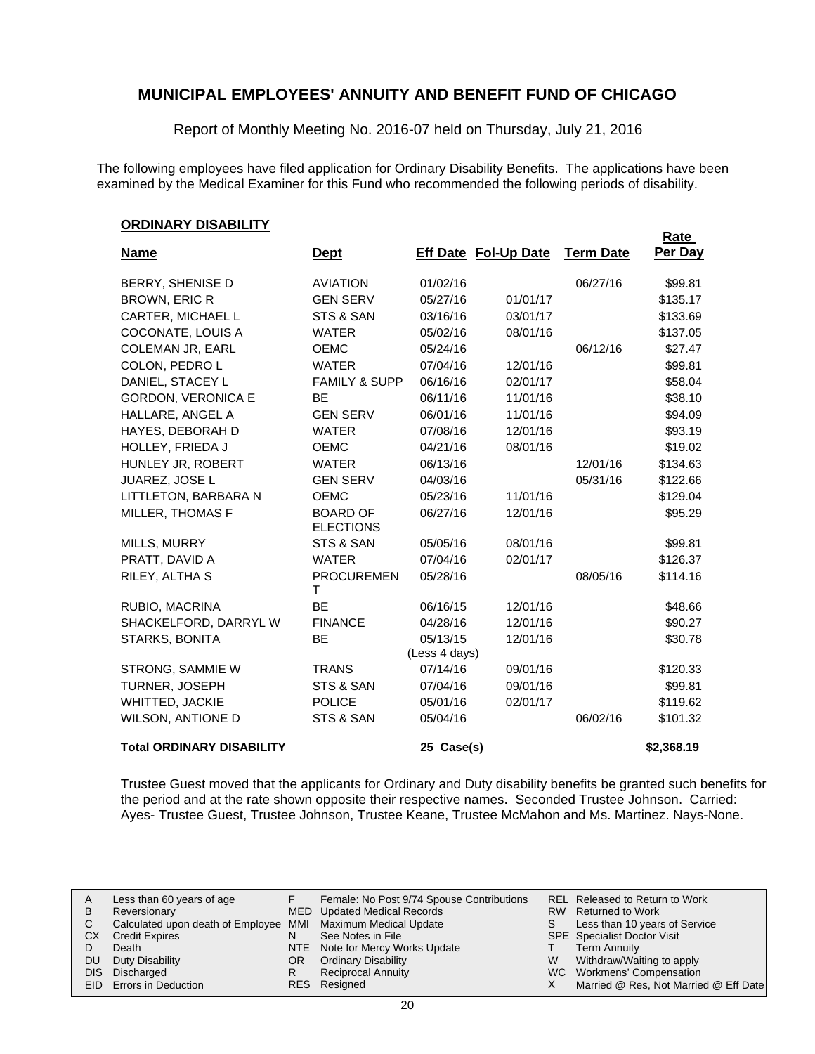# MUNICIPAL EMPLOYEES' ANNUITY AND BENEFIT FUND OF CHICAGO

Report of Monthly Meeting No. 2016-07 held on Thursday, July 21, 2016

The following employees have filed application for Ordinary Disability Benefits. The applications have been examined by the Medical Examiner for this Fund who recommended the following periods of disability.

## ORDINARY DISABILITY

| Name | Dept | Eff Date | Fol-Up Date | Term Date | Rate Per Day |
|---|---|---|---|---|---|
| BERRY, SHENISE D | AVIATION | 01/02/16 | | 06/27/16 | $99.81 |
| BROWN, ERIC R | GEN SERV | 05/27/16 | 01/01/17 | | $135.17 |
| CARTER, MICHAEL L | STS & SAN | 03/16/16 | 03/01/17 | | $133.69 |
| COCONATE, LOUIS A | WATER | 05/02/16 | 08/01/16 | | $137.05 |
| COLEMAN JR, EARL | OEMC | 05/24/16 | | 06/12/16 | $27.47 |
| COLON, PEDRO L | WATER | 07/04/16 | 12/01/16 | | $99.81 |
| DANIEL, STACEY L | FAMILY & SUPP | 06/16/16 | 02/01/17 | | $58.04 |
| GORDON, VERONICA E | BE | 06/11/16 | 11/01/16 | | $38.10 |
| HALLARE, ANGEL A | GEN SERV | 06/01/16 | 11/01/16 | | $94.09 |
| HAYES, DEBORAH D | WATER | 07/08/16 | 12/01/16 | | $93.19 |
| HOLLEY, FRIEDA J | OEMC | 04/21/16 | 08/01/16 | | $19.02 |
| HUNLEY JR, ROBERT | WATER | 06/13/16 | | 12/01/16 | $134.63 |
| JUAREZ, JOSE L | GEN SERV | 04/03/16 | | 05/31/16 | $122.66 |
| LITTLETON, BARBARA N | OEMC | 05/23/16 | 11/01/16 | | $129.04 |
| MILLER, THOMAS F | BOARD OF ELECTIONS | 06/27/16 | 12/01/16 | | $95.29 |
| MILLS, MURRY | STS & SAN | 05/05/16 | 08/01/16 | | $99.81 |
| PRATT, DAVID A | WATER | 07/04/16 | 02/01/17 | | $126.37 |
| RILEY, ALTHA S | PROCUREMENT | 05/28/16 | | 08/05/16 | $114.16 |
| RUBIO, MACRINA | BE | 06/16/15 | 12/01/16 | | $48.66 |
| SHACKELFORD, DARRYL W | FINANCE | 04/28/16 | 12/01/16 | | $90.27 |
| STARKS, BONITA | BE | 05/13/15 (Less 4 days) | 12/01/16 | | $30.78 |
| STRONG, SAMMIE W | TRANS | 07/14/16 | 09/01/16 | | $120.33 |
| TURNER, JOSEPH | STS & SAN | 07/04/16 | 09/01/16 | | $99.81 |
| WHITTED, JACKIE | POLICE | 05/01/16 | 02/01/17 | | $119.62 |
| WILSON, ANTIONE D | STS & SAN | 05/04/16 | | 06/02/16 | $101.32 |
| **Total ORDINARY DISABILITY** | | **25 Case(s)** | | | **$2,368.19** |

Trustee Guest moved that the applicants for Ordinary and Duty disability benefits be granted such benefits for the period and at the rate shown opposite their respective names. Seconded Trustee Johnson. Carried: Ayes- Trustee Guest, Trustee Johnson, Trustee Keane, Trustee McMahon and Ms. Martinez. Nays-None.

| | | | | | |
|---|---|---|---|---|---|
| A | Less than 60 years of age | F | Female: No Post 9/74 Spouse Contributions | REL | Released to Return to Work |
| B | Reversionary | MED | Updated Medical Records | RW | Returned to Work |
| C | Calculated upon death of Employee | MMI | Maximum Medical Update | S | Less than 10 years of Service |
| CX | Credit Expires | N | See Notes in File | SPE | Specialist Doctor Visit |
| D | Death | NTE | Note for Mercy Works Update | T | Term Annuity |
| DU | Duty Disability | OR | Ordinary Disability | W | Withdraw/Waiting to apply |
| DIS | Discharged | R | Reciprocal Annuity | WC | Workmens' Compensation |
| EID | Errors in Deduction | RES | Resigned | X | Married @ Res, Not Married @ Eff Date |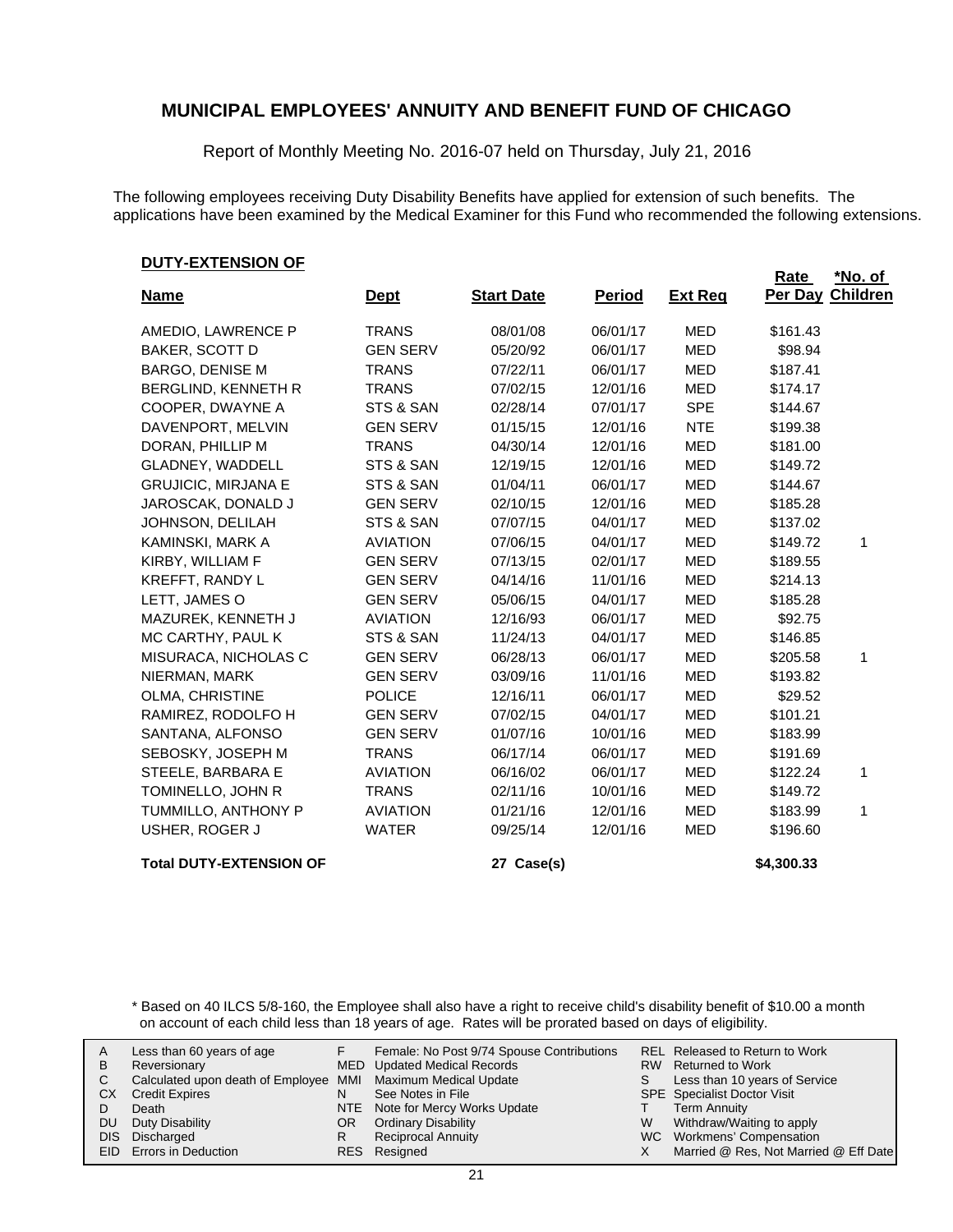# MUNICIPAL EMPLOYEES' ANNUITY AND BENEFIT FUND OF CHICAGO

Report of Monthly Meeting No. 2016-07 held on Thursday, July 21, 2016

The following employees receiving Duty Disability Benefits have applied for extension of such benefits. The applications have been examined by the Medical Examiner for this Fund who recommended the following extensions.

**DUTY-EXTENSION OF**

| Name | Dept | Start Date | Period | Ext Req | Rate Per Day | *No. of Children |
|---|---|---|---|---|---|---|
| AMEDIO, LAWRENCE P | TRANS | 08/01/08 | 06/01/17 | MED | $161.43 | |
| BAKER, SCOTT D | GEN SERV | 05/20/92 | 06/01/17 | MED | $98.94 | |
| BARGO, DENISE M | TRANS | 07/22/11 | 06/01/17 | MED | $187.41 | |
| BERGLIND, KENNETH R | TRANS | 07/02/15 | 12/01/16 | MED | $174.17 | |
| COOPER, DWAYNE A | STS & SAN | 02/28/14 | 07/01/17 | SPE | $144.67 | |
| DAVENPORT, MELVIN | GEN SERV | 01/15/15 | 12/01/16 | NTE | $199.38 | |
| DORAN, PHILLIP M | TRANS | 04/30/14 | 12/01/16 | MED | $181.00 | |
| GLADNEY, WADDELL | STS & SAN | 12/19/15 | 12/01/16 | MED | $149.72 | |
| GRUJICIC, MIRJANA E | STS & SAN | 01/04/11 | 06/01/17 | MED | $144.67 | |
| JAROSCAK, DONALD J | GEN SERV | 02/10/15 | 12/01/16 | MED | $185.28 | |
| JOHNSON, DELILAH | STS & SAN | 07/07/15 | 04/01/17 | MED | $137.02 | |
| KAMINSKI, MARK A | AVIATION | 07/06/15 | 04/01/17 | MED | $149.72 | 1 |
| KIRBY, WILLIAM F | GEN SERV | 07/13/15 | 02/01/17 | MED | $189.55 | |
| KREFFT, RANDY L | GEN SERV | 04/14/16 | 11/01/16 | MED | $214.13 | |
| LETT, JAMES O | GEN SERV | 05/06/15 | 04/01/17 | MED | $185.28 | |
| MAZUREK, KENNETH J | AVIATION | 12/16/93 | 06/01/17 | MED | $92.75 | |
| MC CARTHY, PAUL K | STS & SAN | 11/24/13 | 04/01/17 | MED | $146.85 | |
| MISURACA, NICHOLAS C | GEN SERV | 06/28/13 | 06/01/17 | MED | $205.58 | 1 |
| NIERMAN, MARK | GEN SERV | 03/09/16 | 11/01/16 | MED | $193.82 | |
| OLMA, CHRISTINE | POLICE | 12/16/11 | 06/01/17 | MED | $29.52 | |
| RAMIREZ, RODOLFO H | GEN SERV | 07/02/15 | 04/01/17 | MED | $101.21 | |
| SANTANA, ALFONSO | GEN SERV | 01/07/16 | 10/01/16 | MED | $183.99 | |
| SEBOSKY, JOSEPH M | TRANS | 06/17/14 | 06/01/17 | MED | $191.69 | |
| STEELE, BARBARA E | AVIATION | 06/16/02 | 06/01/17 | MED | $122.24 | 1 |
| TOMINELLO, JOHN R | TRANS | 02/11/16 | 10/01/16 | MED | $149.72 | |
| TUMMILLO, ANTHONY P | AVIATION | 01/21/16 | 12/01/16 | MED | $183.99 | 1 |
| USHER, ROGER J | WATER | 09/25/14 | 12/01/16 | MED | $196.60 | |
| **Total DUTY-EXTENSION OF** | | 27 Case(s) | | | $4,300.33 | |

* Based on 40 ILCS 5/8-160, the Employee shall also have a right to receive child's disability benefit of $10.00 a month on account of each child less than 18 years of age. Rates will be prorated based on days of eligibility.

| | | | | | |
|---|---|---|---|---|---|
| A | Less than 60 years of age | F | Female: No Post 9/74 Spouse Contributions | REL | Released to Return to Work |
| B | Reversionary | MED | Updated Medical Records | RW | Returned to Work |
| C | Calculated upon death of Employee | MMI | Maximum Medical Update | S | Less than 10 years of Service |
| CX | Credit Expires | N | See Notes in File | SPE | Specialist Doctor Visit |
| D | Death | NTE | Note for Mercy Works Update | T | Term Annuity |
| DU | Duty Disability | OR | Ordinary Disability | W | Withdraw/Waiting to apply |
| DIS | Discharged | R | Reciprocal Annuity | WC | Workmens' Compensation |
| EID | Errors in Deduction | RES | Resigned | X | Married @ Res, Not Married @ Eff Date |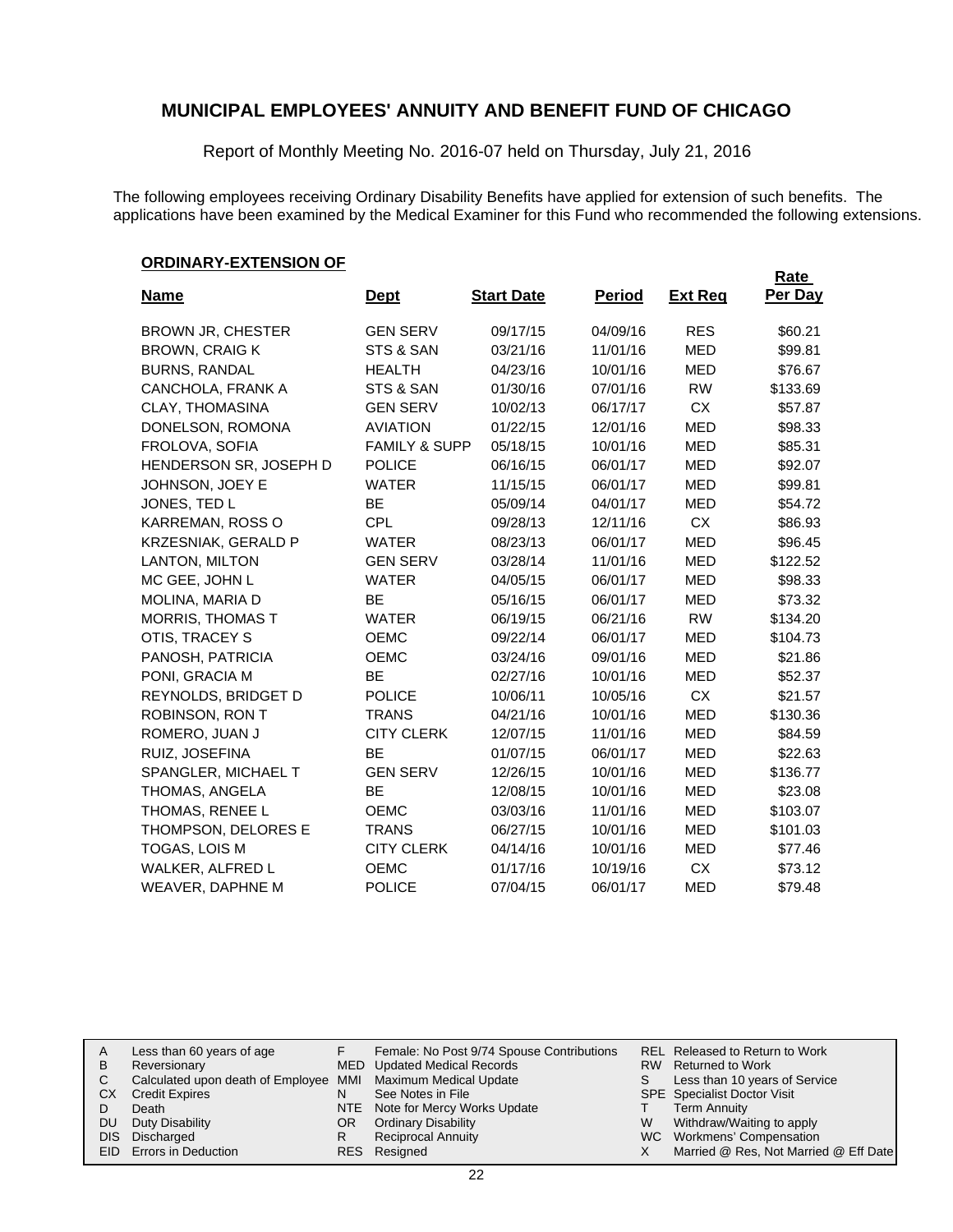# MUNICIPAL EMPLOYEES' ANNUITY AND BENEFIT FUND OF CHICAGO

Report of Monthly Meeting No. 2016-07 held on Thursday, July 21, 2016

The following employees receiving Ordinary Disability Benefits have applied for extension of such benefits. The applications have been examined by the Medical Examiner for this Fund who recommended the following extensions.

**ORDINARY-EXTENSION OF**

| Name | Dept | Start Date | Period | Ext Req | Rate Per Day |
|---|---|---|---|---|---|
| BROWN JR, CHESTER | GEN SERV | 09/17/15 | 04/09/16 | RES | $60.21 |
| BROWN, CRAIG K | STS & SAN | 03/21/16 | 11/01/16 | MED | $99.81 |
| BURNS, RANDAL | HEALTH | 04/23/16 | 10/01/16 | MED | $76.67 |
| CANCHOLA, FRANK A | STS & SAN | 01/30/16 | 07/01/16 | RW | $133.69 |
| CLAY, THOMASINA | GEN SERV | 10/02/13 | 06/17/17 | CX | $57.87 |
| DONELSON, ROMONA | AVIATION | 01/22/15 | 12/01/16 | MED | $98.33 |
| FROLOVA, SOFIA | FAMILY & SUPP | 05/18/15 | 10/01/16 | MED | $85.31 |
| HENDERSON SR, JOSEPH D | POLICE | 06/16/15 | 06/01/17 | MED | $92.07 |
| JOHNSON, JOEY E | WATER | 11/15/15 | 06/01/17 | MED | $99.81 |
| JONES, TED L | BE | 05/09/14 | 04/01/17 | MED | $54.72 |
| KARREMAN, ROSS O | CPL | 09/28/13 | 12/11/16 | CX | $86.93 |
| KRZESNIAK, GERALD P | WATER | 08/23/13 | 06/01/17 | MED | $96.45 |
| LANTON, MILTON | GEN SERV | 03/28/14 | 11/01/16 | MED | $122.52 |
| MC GEE, JOHN L | WATER | 04/05/15 | 06/01/17 | MED | $98.33 |
| MOLINA, MARIA D | BE | 05/16/15 | 06/01/17 | MED | $73.32 |
| MORRIS, THOMAS T | WATER | 06/19/15 | 06/21/16 | RW | $134.20 |
| OTIS, TRACEY S | OEMC | 09/22/14 | 06/01/17 | MED | $104.73 |
| PANOSH, PATRICIA | OEMC | 03/24/16 | 09/01/16 | MED | $21.86 |
| PONI, GRACIA M | BE | 02/27/16 | 10/01/16 | MED | $52.37 |
| REYNOLDS, BRIDGET D | POLICE | 10/06/11 | 10/05/16 | CX | $21.57 |
| ROBINSON, RON T | TRANS | 04/21/16 | 10/01/16 | MED | $130.36 |
| ROMERO, JUAN J | CITY CLERK | 12/07/15 | 11/01/16 | MED | $84.59 |
| RUIZ, JOSEFINA | BE | 01/07/15 | 06/01/17 | MED | $22.63 |
| SPANGLER, MICHAEL T | GEN SERV | 12/26/15 | 10/01/16 | MED | $136.77 |
| THOMAS, ANGELA | BE | 12/08/15 | 10/01/16 | MED | $23.08 |
| THOMAS, RENEE L | OEMC | 03/03/16 | 11/01/16 | MED | $103.07 |
| THOMPSON, DELORES E | TRANS | 06/27/15 | 10/01/16 | MED | $101.03 |
| TOGAS, LOIS M | CITY CLERK | 04/14/16 | 10/01/16 | MED | $77.46 |
| WALKER, ALFRED L | OEMC | 01/17/16 | 10/19/16 | CX | $73.12 |
| WEAVER, DAPHNE M | POLICE | 07/04/15 | 06/01/17 | MED | $79.48 |

| | | | | | |
|---|---|---|---|---|---|
| A | Less than 60 years of age | F | Female: No Post 9/74 Spouse Contributions | REL | Released to Return to Work |
| B | Reversionary | MED | Updated Medical Records | RW | Returned to Work |
| C | Calculated upon death of Employee | MMI | Maximum Medical Update | S | Less than 10 years of Service |
| CX | Credit Expires | N | See Notes in File | SPE | Specialist Doctor Visit |
| D | Death | NTE | Note for Mercy Works Update | T | Term Annuity |
| DU | Duty Disability | OR | Ordinary Disability | W | Withdraw/Waiting to apply |
| DIS | Discharged | R | Reciprocal Annuity | WC | Workmens' Compensation |
| EID | Errors in Deduction | RES | Resigned | X | Married @ Res, Not Married @ Eff Date |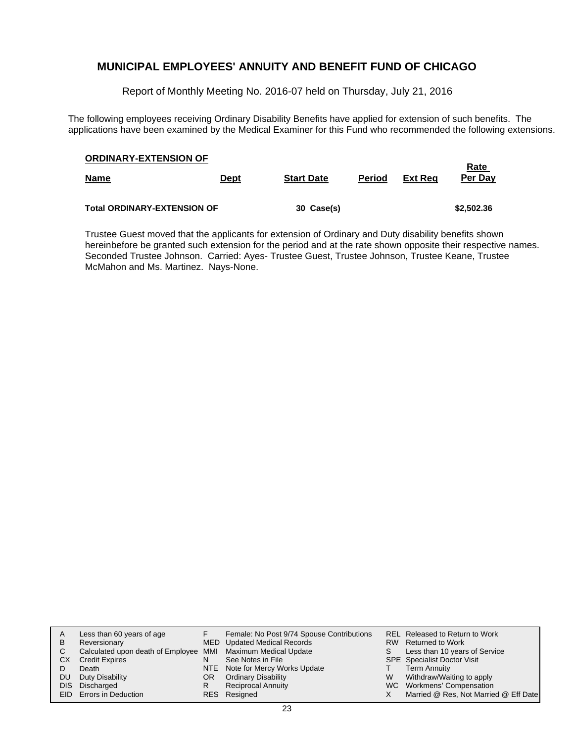## MUNICIPAL EMPLOYEES' ANNUITY AND BENEFIT FUND OF CHICAGO

Report of Monthly Meeting No. 2016-07 held on Thursday, July 21, 2016

The following employees receiving Ordinary Disability Benefits have applied for extension of such benefits. The applications have been examined by the Medical Examiner for this Fund who recommended the following extensions.

**ORDINARY-EXTENSION OF**

| Name | Dept | Start Date | Period | Ext Req | Rate Per Day |
|---|---|---|---|---|---|
| **Total ORDINARY-EXTENSION OF** | | **30 Case(s)** | | | **$2,502.36** |

Trustee Guest moved that the applicants for extension of Ordinary and Duty disability benefits shown hereinbefore be granted such extension for the period and at the rate shown opposite their respective names. Seconded Trustee Johnson. Carried: Ayes- Trustee Guest, Trustee Johnson, Trustee Keane, Trustee McMahon and Ms. Martinez. Nays-None.

| | | | | | |
|---|---|---|---|---|---|
| A | Less than 60 years of age | F | Female: No Post 9/74 Spouse Contributions | REL | Released to Return to Work |
| B | Reversionary | MED | Updated Medical Records | RW | Returned to Work |
| C | Calculated upon death of Employee | MMI | Maximum Medical Update | S | Less than 10 years of Service |
| CX | Credit Expires | N | See Notes in File | SPE | Specialist Doctor Visit |
| D | Death | NTE | Note for Mercy Works Update | T | Term Annuity |
| DU | Duty Disability | OR | Ordinary Disability | W | Withdraw/Waiting to apply |
| DIS | Discharged | R | Reciprocal Annuity | WC | Workmens' Compensation |
| EID | Errors in Deduction | RES | Resigned | X | Married @ Res, Not Married @ Eff Date |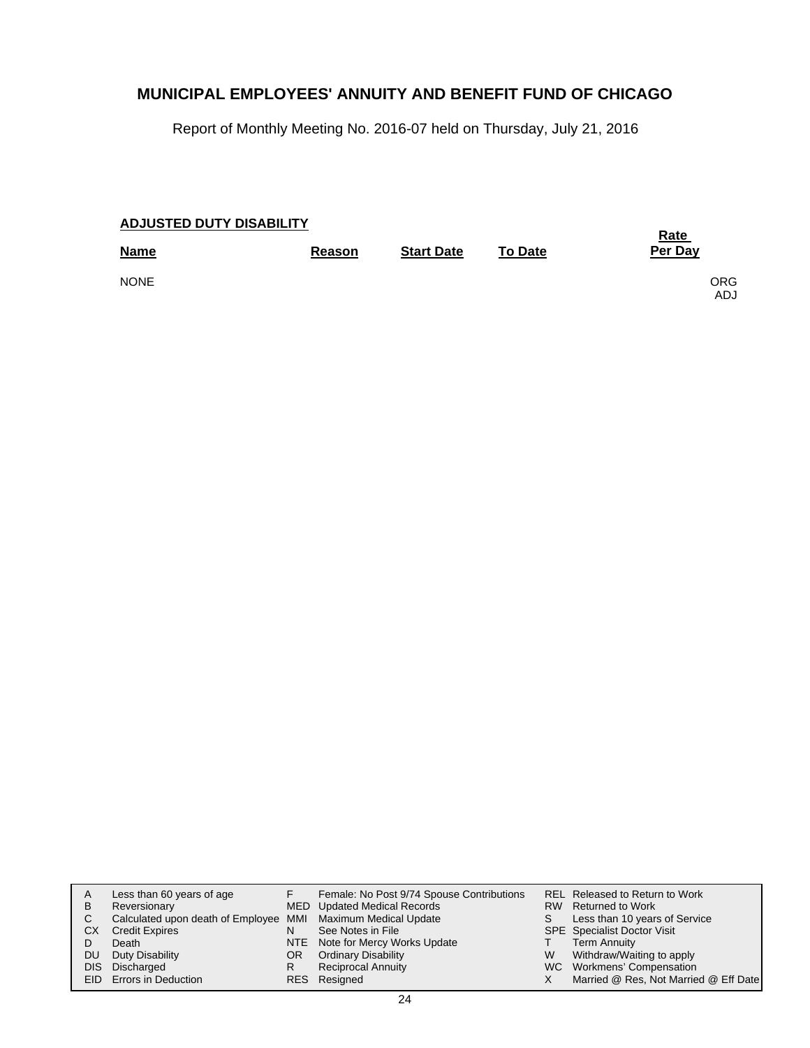# MUNICIPAL EMPLOYEES' ANNUITY AND BENEFIT FUND OF CHICAGO

Report of Monthly Meeting No. 2016-07 held on Thursday, July 21, 2016

**ADJUSTED DUTY DISABILITY**

| Name | Reason | Start Date | To Date | Rate Per Day | |
|---|---|---|---|---|---|
| NONE | | | | | ORG ADJ |

| | | | | | |
|---|---|---|---|---|---|
| A | Less than 60 years of age | F | Female: No Post 9/74 Spouse Contributions | REL | Released to Return to Work |
| B | Reversionary | MED | Updated Medical Records | RW | Returned to Work |
| C | Calculated upon death of Employee | MMI | Maximum Medical Update | S | Less than 10 years of Service |
| CX | Credit Expires | N | See Notes in File | SPE | Specialist Doctor Visit |
| D | Death | NTE | Note for Mercy Works Update | T | Term Annuity |
| DU | Duty Disability | OR | Ordinary Disability | W | Withdraw/Waiting to apply |
| DIS | Discharged | R | Reciprocal Annuity | WC | Workmens' Compensation |
| EID | Errors in Deduction | RES | Resigned | X | Married @ Res, Not Married @ Eff Date |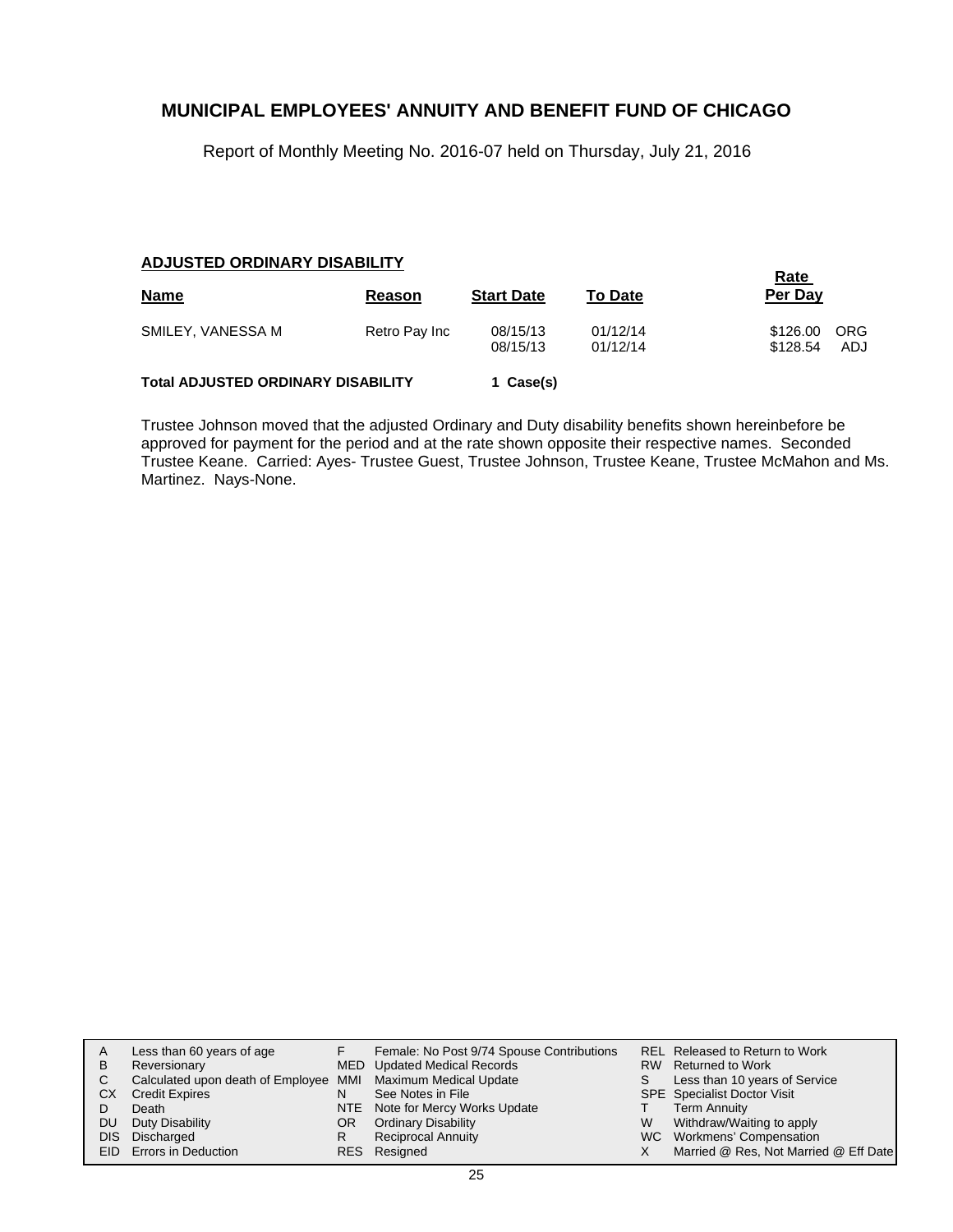# MUNICIPAL EMPLOYEES' ANNUITY AND BENEFIT FUND OF CHICAGO

Report of Monthly Meeting No. 2016-07 held on Thursday, July 21, 2016

**ADJUSTED ORDINARY DISABILITY**

| Name | Reason | Start Date | To Date | Rate Per Day | |
|---|---|---|---|---|---|
| SMILEY, VANESSA M | Retro Pay Inc | 08/15/13 | 01/12/14 | $126.00 | ORG |
| | | 08/15/13 | 01/12/14 | $128.54 | ADJ |

**Total ADJUSTED ORDINARY DISABILITY** **1 Case(s)**

Trustee Johnson moved that the adjusted Ordinary and Duty disability benefits shown hereinbefore be approved for payment for the period and at the rate shown opposite their respective names. Seconded Trustee Keane. Carried: Ayes- Trustee Guest, Trustee Johnson, Trustee Keane, Trustee McMahon and Ms. Martinez. Nays-None.

| | | | | | |
|---|---|---|---|---|---|
| A | Less than 60 years of age | F | Female: No Post 9/74 Spouse Contributions | REL | Released to Return to Work |
| B | Reversionary | MED | Updated Medical Records | RW | Returned to Work |
| C | Calculated upon death of Employee | MMI | Maximum Medical Update | S | Less than 10 years of Service |
| CX | Credit Expires | N | See Notes in File | SPE | Specialist Doctor Visit |
| D | Death | NTE | Note for Mercy Works Update | T | Term Annuity |
| DU | Duty Disability | OR | Ordinary Disability | W | Withdraw/Waiting to apply |
| DIS | Discharged | R | Reciprocal Annuity | WC | Workmens' Compensation |
| EID | Errors in Deduction | RES | Resigned | X | Married @ Res, Not Married @ Eff Date |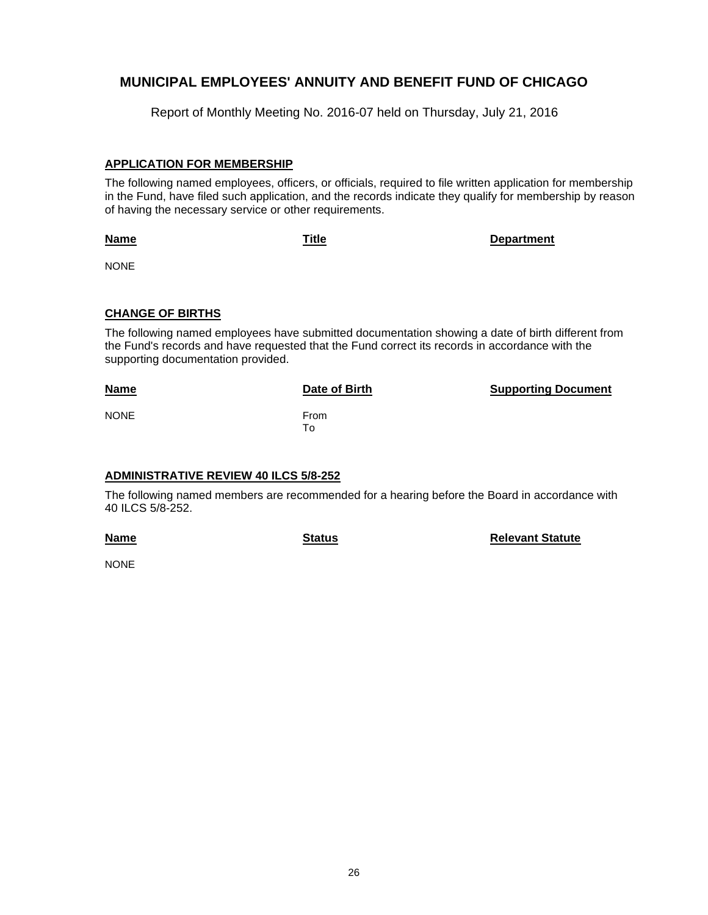# MUNICIPAL EMPLOYEES' ANNUITY AND BENEFIT FUND OF CHICAGO

Report of Monthly Meeting No. 2016-07 held on Thursday, July 21, 2016

## APPLICATION FOR MEMBERSHIP

The following named employees, officers, or officials, required to file written application for membership in the Fund, have filed such application, and the records indicate they qualify for membership by reason of having the necessary service or other requirements.

| Name | Title | Department |
| --- | --- | --- |
| NONE | | |

## CHANGE OF BIRTHS

The following named employees have submitted documentation showing a date of birth different from the Fund's records and have requested that the Fund correct its records in accordance with the supporting documentation provided.

| Name | Date of Birth | Supporting Document |
| --- | --- | --- |
| NONE | From<br>To | |

## ADMINISTRATIVE REVIEW 40 ILCS 5/8-252

The following named members are recommended for a hearing before the Board in accordance with 40 ILCS 5/8-252.

| Name | Status | Relevant Statute |
| --- | --- | --- |
| NONE | | |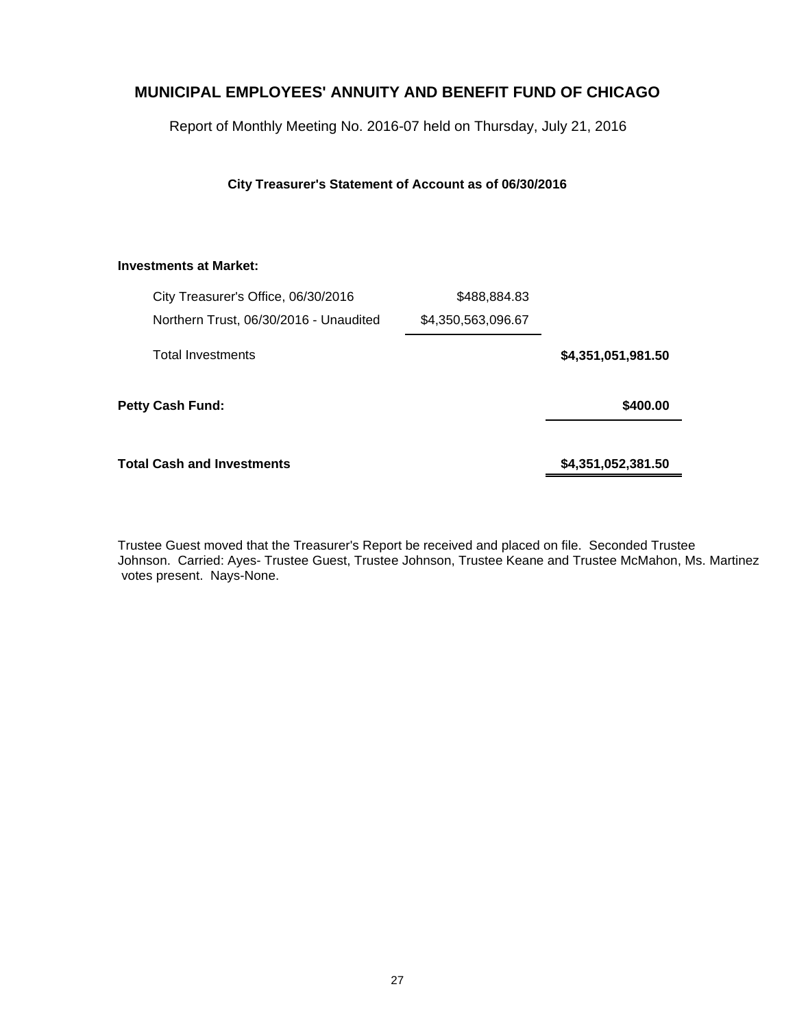# MUNICIPAL EMPLOYEES' ANNUITY AND BENEFIT FUND OF CHICAGO

Report of Monthly Meeting No. 2016-07 held on Thursday, July 21, 2016

**City Treasurer's Statement of Account as of 06/30/2016**

| | | |
|---|---|---|
| **Investments at Market:** | | |
| City Treasurer's Office, 06/30/2016 | $488,884.83 | |
| Northern Trust, 06/30/2016 - Unaudited | $4,350,563,096.67 | |
| Total Investments | | **$4,351,051,981.50** |
| **Petty Cash Fund:** | | **$400.00** |
| **Total Cash and Investments** | | **$4,351,052,381.50** |

Trustee Guest moved that the Treasurer's Report be received and placed on file. Seconded Trustee Johnson. Carried: Ayes- Trustee Guest, Trustee Johnson, Trustee Keane and Trustee McMahon, Ms. Martinez votes present. Nays-None.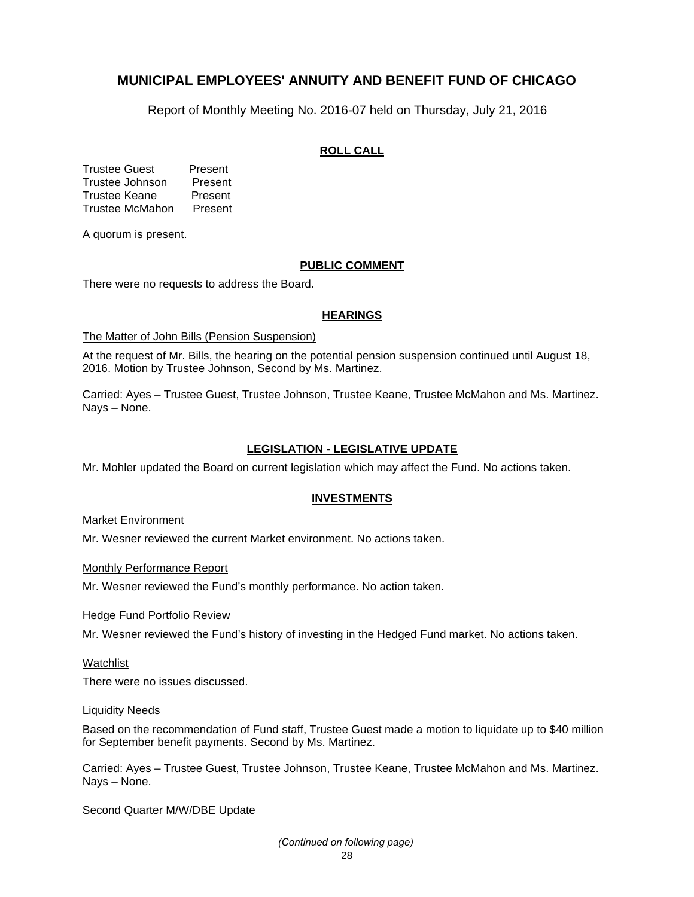## MUNICIPAL EMPLOYEES' ANNUITY AND BENEFIT FUND OF CHICAGO

Report of Monthly Meeting No. 2016-07 held on Thursday, July 21, 2016

### ROLL CALL

Trustee Guest Present
Trustee Johnson Present
Trustee Keane Present
Trustee McMahon Present

A quorum is present.

### PUBLIC COMMENT

There were no requests to address the Board.

### HEARINGS

The Matter of John Bills (Pension Suspension)

At the request of Mr. Bills, the hearing on the potential pension suspension continued until August 18, 2016. Motion by Trustee Johnson, Second by Ms. Martinez.

Carried: Ayes – Trustee Guest, Trustee Johnson, Trustee Keane, Trustee McMahon and Ms. Martinez. Nays – None.

### LEGISLATION - LEGISLATIVE UPDATE

Mr. Mohler updated the Board on current legislation which may affect the Fund. No actions taken.

### INVESTMENTS

Market Environment

Mr. Wesner reviewed the current Market environment. No actions taken.

Monthly Performance Report

Mr. Wesner reviewed the Fund's monthly performance. No action taken.

Hedge Fund Portfolio Review

Mr. Wesner reviewed the Fund's history of investing in the Hedged Fund market. No actions taken.

Watchlist

There were no issues discussed.

Liquidity Needs

Based on the recommendation of Fund staff, Trustee Guest made a motion to liquidate up to $40 million for September benefit payments. Second by Ms. Martinez.

Carried: Ayes – Trustee Guest, Trustee Johnson, Trustee Keane, Trustee McMahon and Ms. Martinez. Nays – None.

Second Quarter M/W/DBE Update

*(Continued on following page)*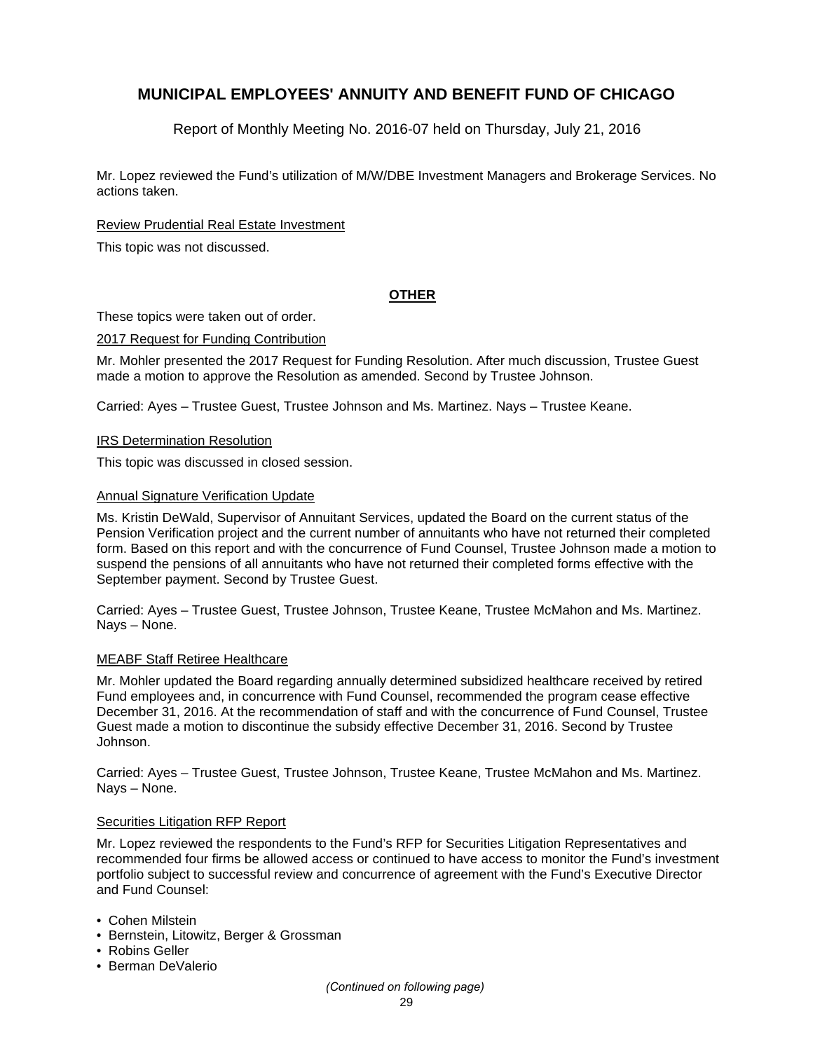Mr. Lopez reviewed the Fund's utilization of M/W/DBE Investment Managers and Brokerage Services. No actions taken.

Review Prudential Real Estate Investment

This topic was not discussed.

**OTHER**

These topics were taken out of order.

2017 Request for Funding Contribution

Mr. Mohler presented the 2017 Request for Funding Resolution. After much discussion, Trustee Guest made a motion to approve the Resolution as amended. Second by Trustee Johnson.

Carried: Ayes – Trustee Guest, Trustee Johnson and Ms. Martinez. Nays – Trustee Keane.

IRS Determination Resolution

This topic was discussed in closed session.

Annual Signature Verification Update

Ms. Kristin DeWald, Supervisor of Annuitant Services, updated the Board on the current status of the Pension Verification project and the current number of annuitants who have not returned their completed form. Based on this report and with the concurrence of Fund Counsel, Trustee Johnson made a motion to suspend the pensions of all annuitants who have not returned their completed forms effective with the September payment. Second by Trustee Guest.

Carried: Ayes – Trustee Guest, Trustee Johnson, Trustee Keane, Trustee McMahon and Ms. Martinez. Nays – None.

MEABF Staff Retiree Healthcare

Mr. Mohler updated the Board regarding annually determined subsidized healthcare received by retired Fund employees and, in concurrence with Fund Counsel, recommended the program cease effective December 31, 2016. At the recommendation of staff and with the concurrence of Fund Counsel, Trustee Guest made a motion to discontinue the subsidy effective December 31, 2016. Second by Trustee Johnson.

Carried: Ayes – Trustee Guest, Trustee Johnson, Trustee Keane, Trustee McMahon and Ms. Martinez. Nays – None.

Securities Litigation RFP Report

Mr. Lopez reviewed the respondents to the Fund's RFP for Securities Litigation Representatives and recommended four firms be allowed access or continued to have access to monitor the Fund's investment portfolio subject to successful review and concurrence of agreement with the Fund's Executive Director and Fund Counsel:

- Cohen Milstein
- Bernstein, Litowitz, Berger & Grossman
- Robins Geller
- Berman DeValerio

*(Continued on following page)*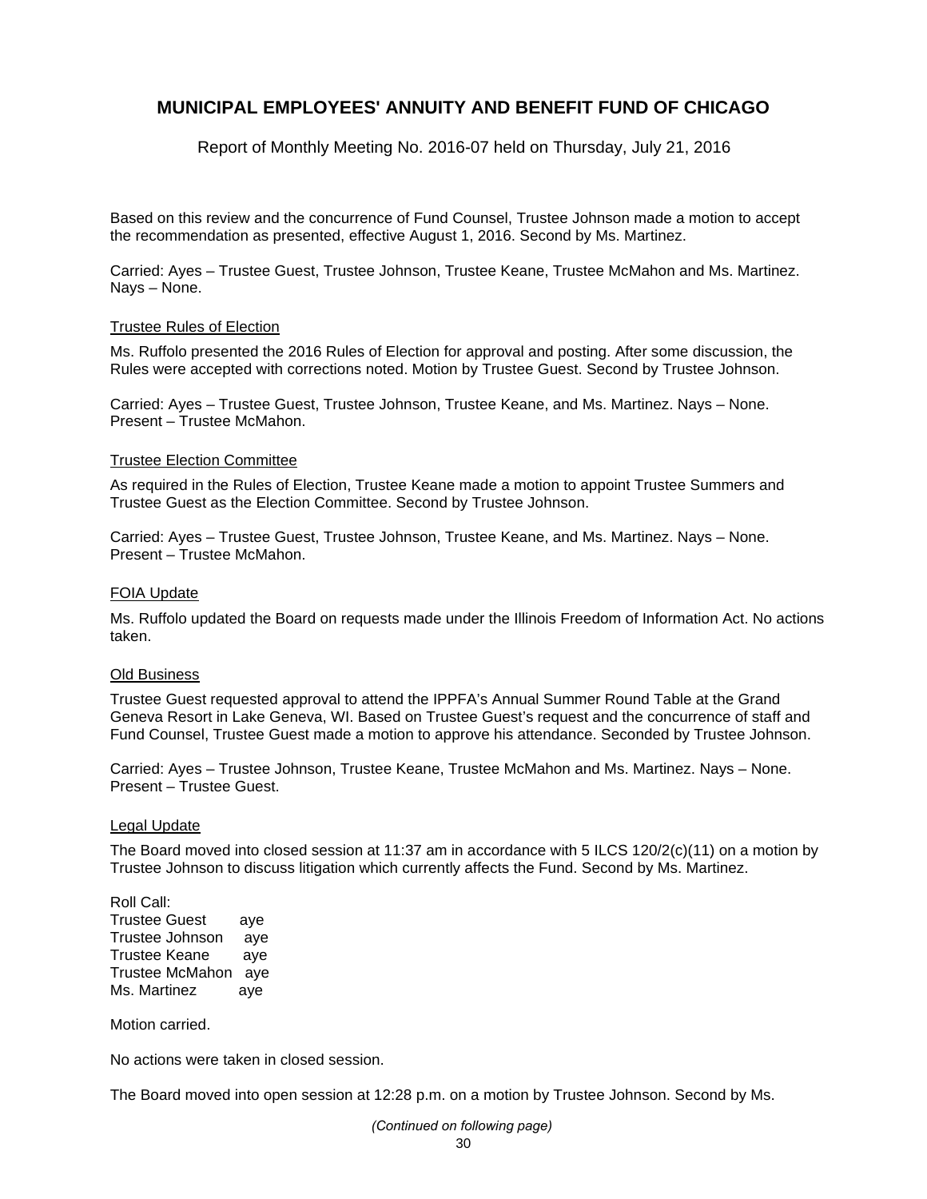Based on this review and the concurrence of Fund Counsel, Trustee Johnson made a motion to accept the recommendation as presented, effective August 1, 2016. Second by Ms. Martinez.

Carried: Ayes – Trustee Guest, Trustee Johnson, Trustee Keane, Trustee McMahon and Ms. Martinez. Nays – None.

Trustee Rules of Election

Ms. Ruffolo presented the 2016 Rules of Election for approval and posting. After some discussion, the Rules were accepted with corrections noted. Motion by Trustee Guest. Second by Trustee Johnson.

Carried: Ayes – Trustee Guest, Trustee Johnson, Trustee Keane, and Ms. Martinez. Nays – None. Present – Trustee McMahon.

Trustee Election Committee

As required in the Rules of Election, Trustee Keane made a motion to appoint Trustee Summers and Trustee Guest as the Election Committee. Second by Trustee Johnson.

Carried: Ayes – Trustee Guest, Trustee Johnson, Trustee Keane, and Ms. Martinez. Nays – None. Present – Trustee McMahon.

FOIA Update

Ms. Ruffolo updated the Board on requests made under the Illinois Freedom of Information Act. No actions taken.

Old Business

Trustee Guest requested approval to attend the IPPFA's Annual Summer Round Table at the Grand Geneva Resort in Lake Geneva, WI. Based on Trustee Guest's request and the concurrence of staff and Fund Counsel, Trustee Guest made a motion to approve his attendance. Seconded by Trustee Johnson.

Carried: Ayes – Trustee Johnson, Trustee Keane, Trustee McMahon and Ms. Martinez. Nays – None. Present – Trustee Guest.

Legal Update

The Board moved into closed session at 11:37 am in accordance with 5 ILCS 120/2(c)(11) on a motion by Trustee Johnson to discuss litigation which currently affects the Fund. Second by Ms. Martinez.

Roll Call:
Trustee Guest aye
Trustee Johnson aye
Trustee Keane aye
Trustee McMahon aye
Ms. Martinez aye

Motion carried.

No actions were taken in closed session.

The Board moved into open session at 12:28 p.m. on a motion by Trustee Johnson. Second by Ms.

*(Continued on following page)*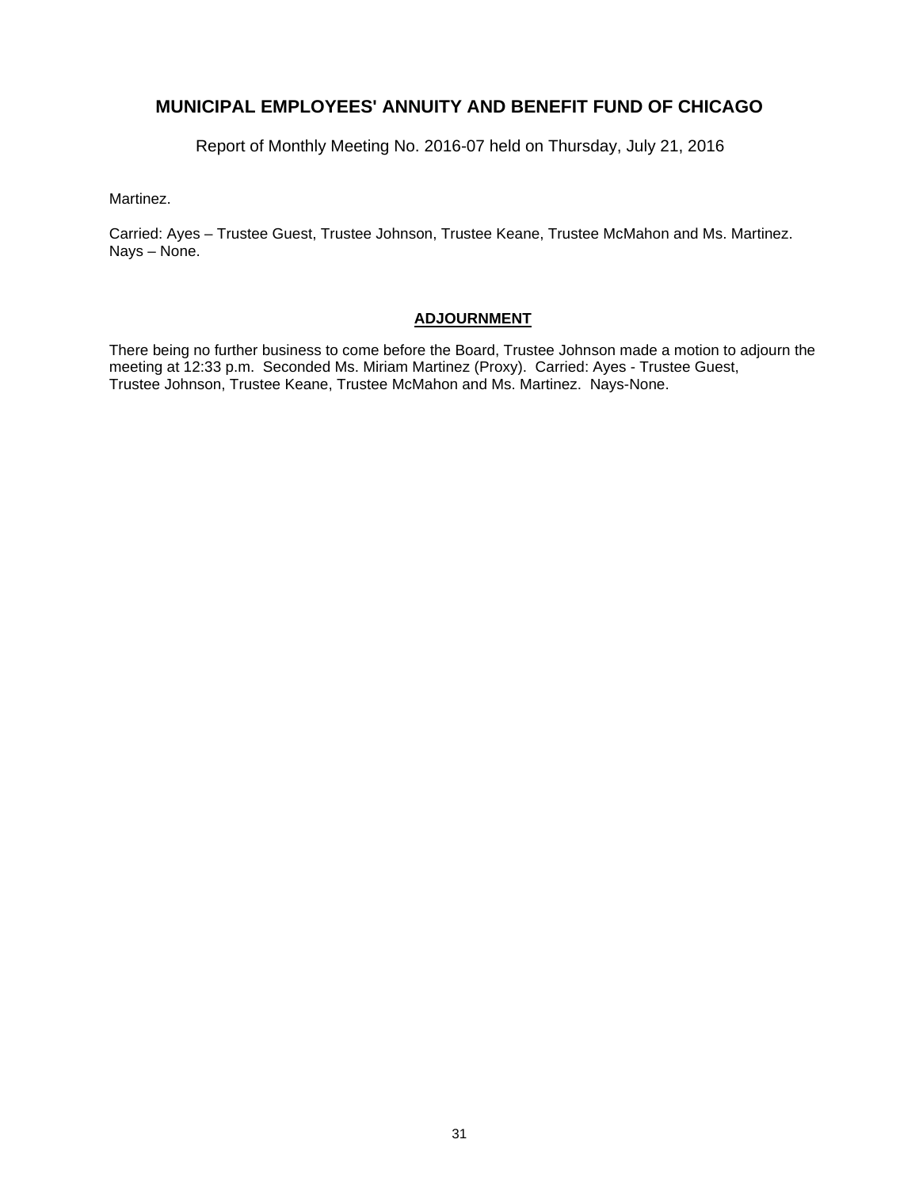Martinez.

Carried: Ayes – Trustee Guest, Trustee Johnson, Trustee Keane, Trustee McMahon and Ms. Martinez. Nays – None.

## ADJOURNMENT

There being no further business to come before the Board, Trustee Johnson made a motion to adjourn the meeting at 12:33 p.m. Seconded Ms. Miriam Martinez (Proxy). Carried: Ayes - Trustee Guest, Trustee Johnson, Trustee Keane, Trustee McMahon and Ms. Martinez. Nays-None.